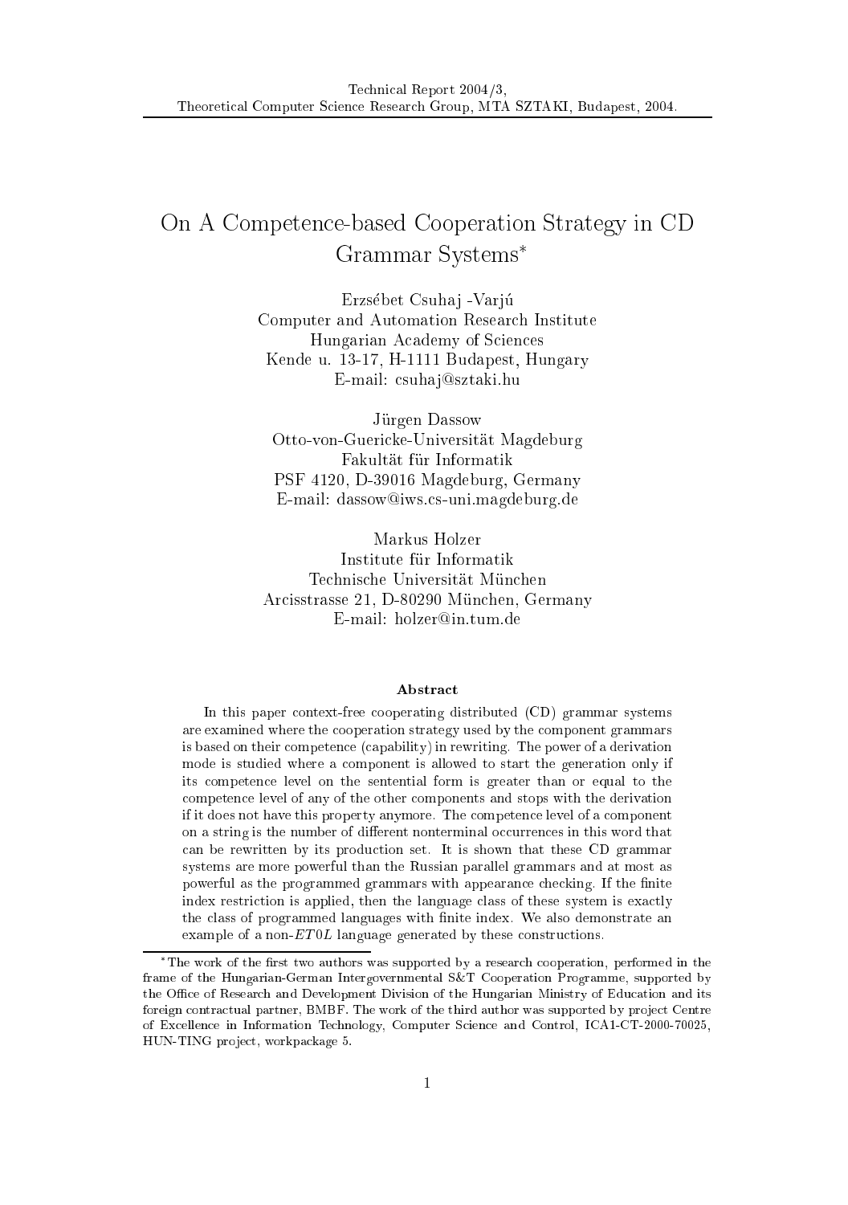Technical Report 2004/3,
Theoretical Computer Science Research Group, MTA SZTAKI, Budapest, 2004.

# On A Competence-based Cooperation Strategy in CD Grammar Systems*

Erzsébet Csuhaj -Varjú
Computer and Automation Research Institute
Hungarian Academy of Sciences
Kende u. 13-17, H-1111 Budapest, Hungary
E-mail: csuhaj@sztaki.hu

Jürgen Dassow
Otto-von-Guericke-Universität Magdeburg
Fakultät für Informatik
PSF 4120, D-39016 Magdeburg, Germany
E-mail: dassow@iws.cs-uni.magdeburg.de

Markus Holzer
Institute für Informatik
Technische Universität München
Arcisstrasse 21, D-80290 München, Germany
E-mail: holzer@in.tum.de

## Abstract

In this paper context-free cooperating distributed (CD) grammar systems are examined where the cooperation strategy used by the component grammars is based on their competence (capability) in rewriting. The power of a derivation mode is studied where a component is allowed to start the generation only if its competence level on the sentential form is greater than or equal to the competence level of any of the other components and stops with the derivation if it does not have this property anymore. The competence level of a component on a string is the number of different nonterminal occurrences in this word that can be rewritten by its production set. It is shown that these CD grammar systems are more powerful than the Russian parallel grammars and at most as powerful as the programmed grammars with appearance checking. If the finite index restriction is applied, then the language class of these system is exactly the class of programmed languages with finite index. We also demonstrate an example of a non-$ET0L$ language generated by these constructions.

*The work of the first two authors was supported by a research cooperation, performed in the frame of the Hungarian-German Intergovernmental S&T Cooperation Programme, supported by the Office of Research and Development Division of the Hungarian Ministry of Education and its foreign contractual partner, BMBF. The work of the third author was supported by project Centre of Excellence in Information Technology, Computer Science and Control, ICA1-CT-2000-70025, HUN-TING project, workpackage 5.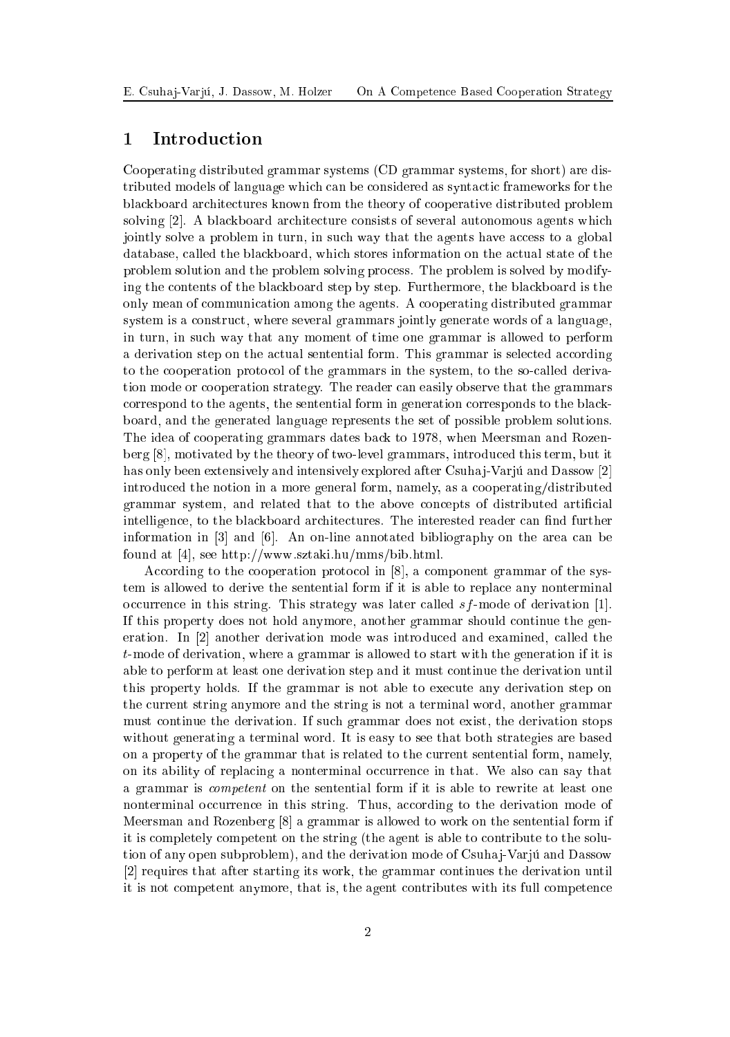# 1 Introduction

Cooperating distributed grammar systems (CD grammar systems, for short) are distributed models of language which can be considered as syntactic frameworks for the blackboard architectures known from the theory of cooperative distributed problem solving [2]. A blackboard architecture consists of several autonomous agents which jointly solve a problem in turn, in such way that the agents have access to a global database, called the blackboard, which stores information on the actual state of the problem solution and the problem solving process. The problem is solved by modifying the contents of the blackboard step by step. Furthermore, the blackboard is the only mean of communication among the agents. A cooperating distributed grammar system is a construct, where several grammars jointly generate words of a language, in turn, in such way that any moment of time one grammar is allowed to perform a derivation step on the actual sentential form. This grammar is selected according to the cooperation protocol of the grammars in the system, to the so-called derivation mode or cooperation strategy. The reader can easily observe that the grammars correspond to the agents, the sentential form in generation corresponds to the blackboard, and the generated language represents the set of possible problem solutions. The idea of cooperating grammars dates back to 1978, when Meersman and Rozenberg [8], motivated by the theory of two-level grammars, introduced this term, but it has only been extensively and intensively explored after Csuhaj-Varjú and Dassow [2] introduced the notion in a more general form, namely, as a cooperating/distributed grammar system, and related that to the above concepts of distributed artificial intelligence, to the blackboard architectures. The interested reader can find further information in [3] and [6]. An on-line annotated bibliography on the area can be found at [4], see http://www.sztaki.hu/mms/bib.html.

According to the cooperation protocol in [8], a component grammar of the system is allowed to derive the sentential form if it is able to replace any nonterminal occurrence in this string. This strategy was later called $sf$-mode of derivation [1]. If this property does not hold anymore, another grammar should continue the generation. In [2] another derivation mode was introduced and examined, called the $t$-mode of derivation, where a grammar is allowed to start with the generation if it is able to perform at least one derivation step and it must continue the derivation until this property holds. If the grammar is not able to execute any derivation step on the current string anymore and the string is not a terminal word, another grammar must continue the derivation. If such grammar does not exist, the derivation stops without generating a terminal word. It is easy to see that both strategies are based on a property of the grammar that is related to the current sentential form, namely, on its ability of replacing a nonterminal occurrence in that. We also can say that a grammar is *competent* on the sentential form if it is able to rewrite at least one nonterminal occurrence in this string. Thus, according to the derivation mode of Meersman and Rozenberg [8] a grammar is allowed to work on the sentential form if it is completely competent on the string (the agent is able to contribute to the solution of any open subproblem), and the derivation mode of Csuhaj-Varjú and Dassow [2] requires that after starting its work, the grammar continues the derivation until it is not competent anymore, that is, the agent contributes with its full competence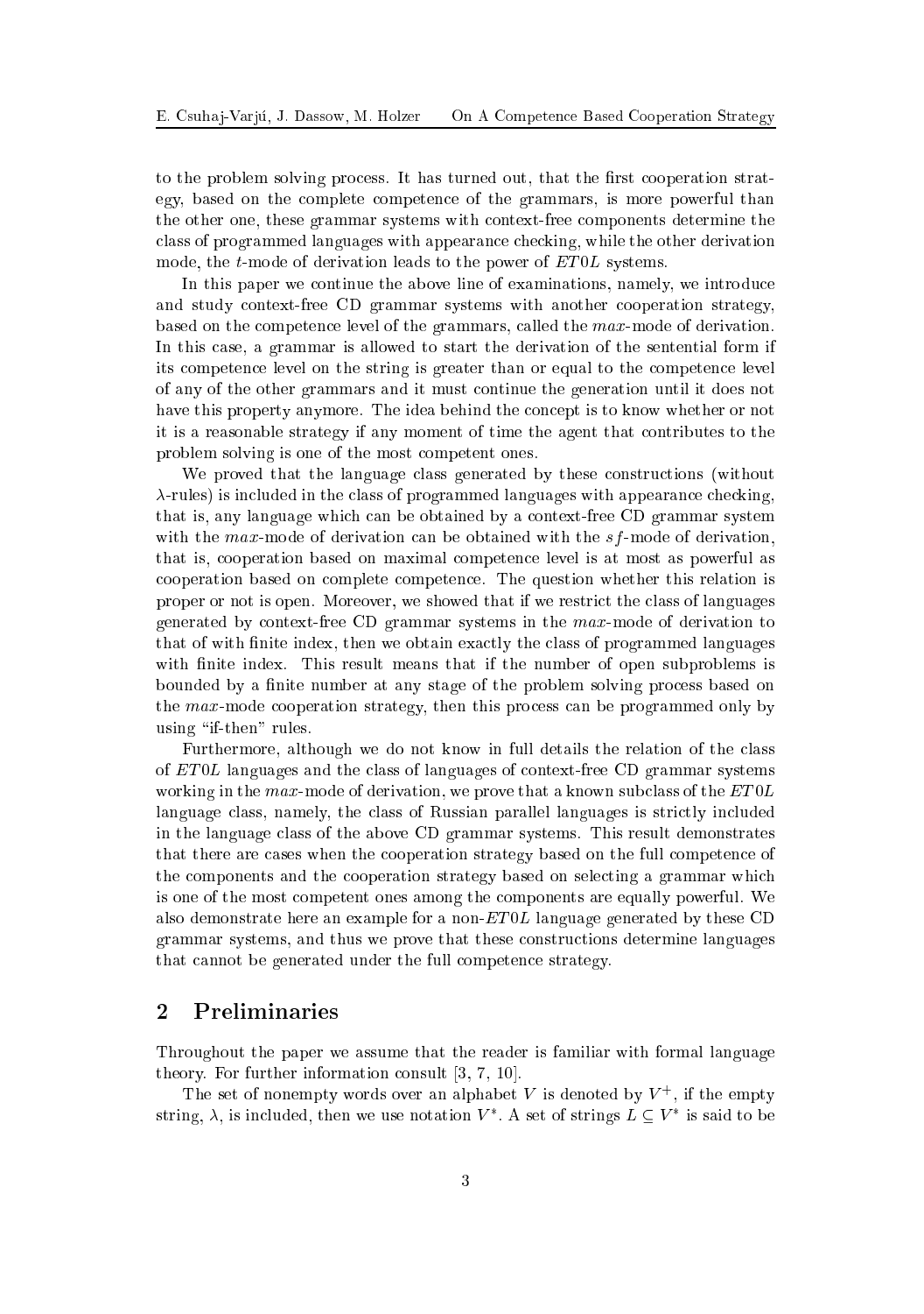to the problem solving process. It has turned out, that the first cooperation strategy, based on the complete competence of the grammars, is more powerful than the other one, these grammar systems with context-free components determine the class of programmed languages with appearance checking, while the other derivation mode, the $t$-mode of derivation leads to the power of $ET0L$ systems.

In this paper we continue the above line of examinations, namely, we introduce and study context-free CD grammar systems with another cooperation strategy, based on the competence level of the grammars, called the $max$-mode of derivation. In this case, a grammar is allowed to start the derivation of the sentential form if its competence level on the string is greater than or equal to the competence level of any of the other grammars and it must continue the generation until it does not have this property anymore. The idea behind the concept is to know whether or not it is a reasonable strategy if any moment of time the agent that contributes to the problem solving is one of the most competent ones.

We proved that the language class generated by these constructions (without $\lambda$-rules) is included in the class of programmed languages with appearance checking, that is, any language which can be obtained by a context-free CD grammar system with the $max$-mode of derivation can be obtained with the $sf$-mode of derivation, that is, cooperation based on maximal competence level is at most as powerful as cooperation based on complete competence. The question whether this relation is proper or not is open. Moreover, we showed that if we restrict the class of languages generated by context-free CD grammar systems in the $max$-mode of derivation to that of with finite index, then we obtain exactly the class of programmed languages with finite index. This result means that if the number of open subproblems is bounded by a finite number at any stage of the problem solving process based on the $max$-mode cooperation strategy, then this process can be programmed only by using "if-then" rules.

Furthermore, although we do not know in full details the relation of the class of $ET0L$ languages and the class of languages of context-free CD grammar systems working in the $max$-mode of derivation, we prove that a known subclass of the $ET0L$ language class, namely, the class of Russian parallel languages is strictly included in the language class of the above CD grammar systems. This result demonstrates that there are cases when the cooperation strategy based on the full competence of the components and the cooperation strategy based on selecting a grammar which is one of the most competent ones among the components are equally powerful. We also demonstrate here an example for a non-$ET0L$ language generated by these CD grammar systems, and thus we prove that these constructions determine languages that cannot be generated under the full competence strategy.

## 2 Preliminaries

Throughout the paper we assume that the reader is familiar with formal language theory. For further information consult [3, 7, 10].

The set of nonempty words over an alphabet $V$ is denoted by $V^+$, if the empty string, $\lambda$, is included, then we use notation $V^*$. A set of strings $L \subseteq V^*$ is said to be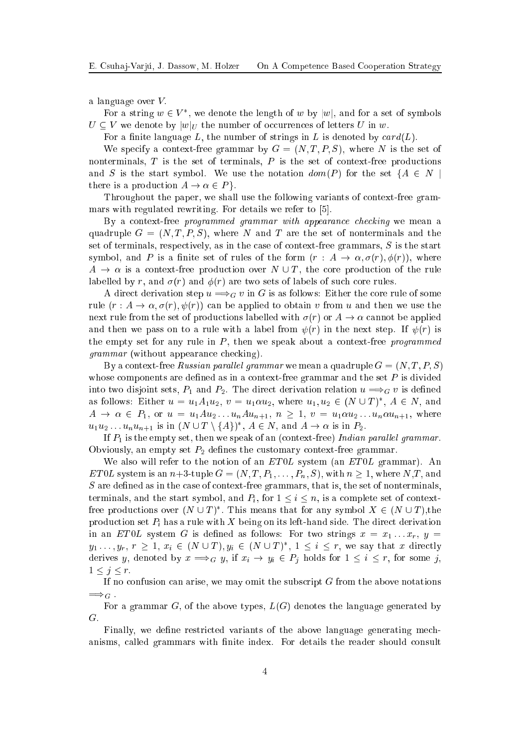a language over $V$.

For a string $w \in V^*$, we denote the length of $w$ by $|w|$, and for a set of symbols $U \subseteq V$ we denote by $|w|_U$ the number of occurrences of letters $U$ in $w$.

For a finite language $L$, the number of strings in $L$ is denoted by $card(L)$.

We specify a context-free grammar by $G = (N, T, P, S)$, where $N$ is the set of nonterminals, $T$ is the set of terminals, $P$ is the set of context-free productions and $S$ is the start symbol. We use the notation $dom(P)$ for the set $\{A \in N \mid$ there is a production $A \to \alpha \in P\}$.

Throughout the paper, we shall use the following variants of context-free grammars with regulated rewriting. For details we refer to [5].

By a context-free *programmed grammar with appearance checking* we mean a quadruple $G = (N, T, P, S)$, where $N$ and $T$ are the set of nonterminals and the set of terminals, respectively, as in the case of context-free grammars, $S$ is the start symbol, and $P$ is a finite set of rules of the form $(r : A \to \alpha, \sigma(r), \phi(r))$, where $A \to \alpha$ is a context-free production over $N \cup T$, the core production of the rule labelled by $r$, and $\sigma(r)$ and $\phi(r)$ are two sets of labels of such core rules.

A direct derivation step $u \Longrightarrow_G v$ in $G$ is as follows: Either the core rule of some rule $(r : A \to \alpha, \sigma(r), \psi(r))$ can be applied to obtain $v$ from $u$ and then we use the next rule from the set of productions labelled with $\sigma(r)$ or $A \to \alpha$ cannot be applied and then we pass on to a rule with a label from $\psi(r)$ in the next step. If $\psi(r)$ is the empty set for any rule in $P$, then we speak about a context-free *programmed grammar* (without appearance checking).

By a context-free *Russian parallel grammar* we mean a quadruple $G = (N, T, P, S)$ whose components are defined as in a context-free grammar and the set $P$ is divided into two disjoint sets, $P_1$ and $P_2$. The direct derivation relation $u \Longrightarrow_G v$ is defined as follows: Either $u = u_1 A u_2$, $v = u_1 \alpha u_2$, where $u_1, u_2 \in (N \cup T)^*$, $A \in N$, and $A \to \alpha \in P_1$, or $u = u_1 A u_2 \ldots u_n A u_{n+1}$, $n \geq 1$, $v = u_1 \alpha u_2 \ldots u_n \alpha u_{n+1}$, where $u_1 u_2 \ldots u_n u_{n+1}$ is in $(N \cup T \setminus \{A\})^*$, $A \in N$, and $A \to \alpha$ is in $P_2$.

If $P_1$ is the empty set, then we speak of an (context-free) *Indian parallel grammar*. Obviously, an empty set $P_2$ defines the customary context-free grammar.

We also will refer to the notion of an $ET0L$ system (an $ET0L$ grammar). An $ET0L$ system is an $n$+3-tuple $G = (N, T, P_1, \ldots, P_n, S)$, with $n \geq 1$, where $N$,$T$, and $S$ are defined as in the case of context-free grammars, that is, the set of nonterminals, terminals, and the start symbol, and $P_i$, for $1 \leq i \leq n$, is a complete set of context-free productions over $(N \cup T)^*$. This means that for any symbol $X \in (N \cup T)$,the production set $P_i$ has a rule with $X$ being on its left-hand side. The direct derivation in an $ET0L$ system $G$ is defined as follows: For two strings $x = x_1 \ldots x_r$, $y = y_1 \ldots, y_r$, $r \geq 1$, $x_i \in (N \cup T), y_i \in (N \cup T)^*$, $1 \leq i \leq r$, we say that $x$ directly derives $y$, denoted by $x \Longrightarrow_G y$, if $x_i \to y_i \in P_j$ holds for $1 \leq i \leq r$, for some $j$, $1 \leq j \leq r$.

If no confusion can arise, we may omit the subscript $G$ from the above notations $\Longrightarrow_G$ .

For a grammar $G$, of the above types, $L(G)$ denotes the language generated by $G$.

Finally, we define restricted variants of the above language generating mechanisms, called grammars with finite index. For details the reader should consult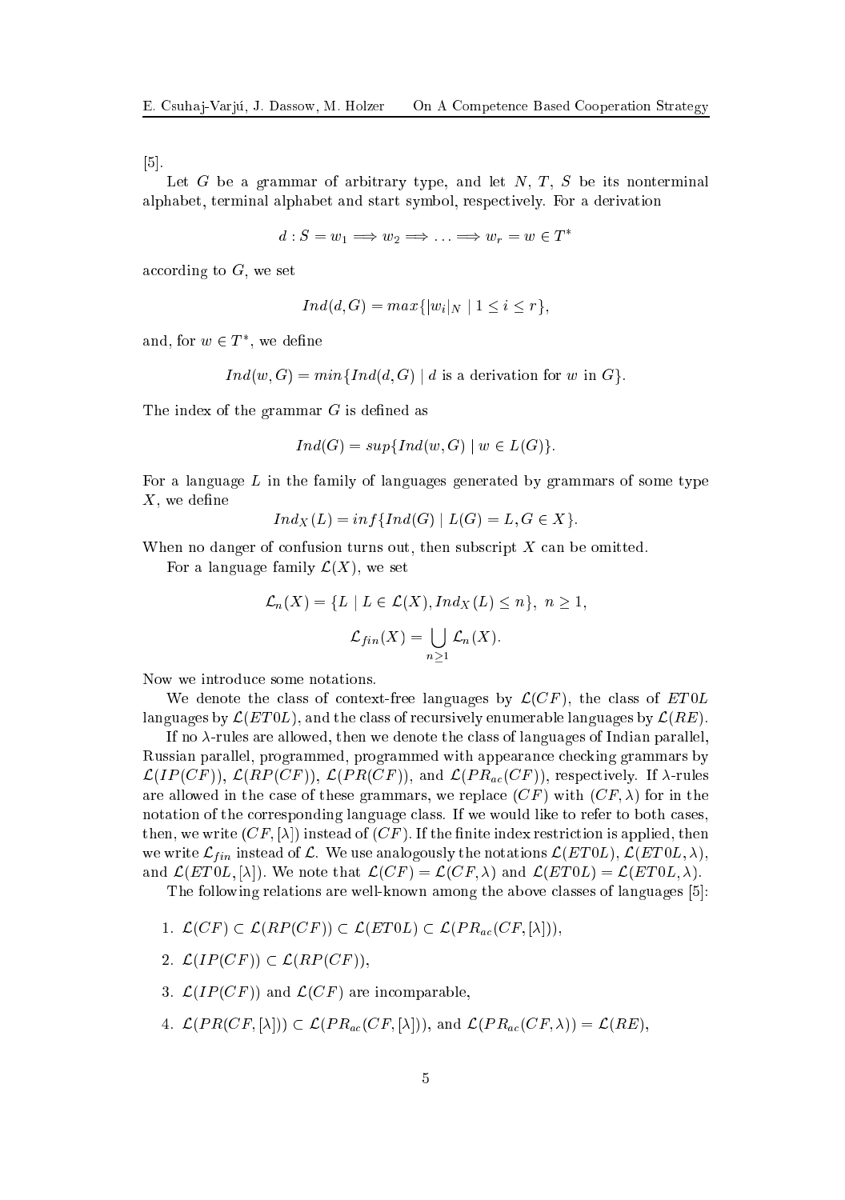[5].

Let $G$ be a grammar of arbitrary type, and let $N$, $T$, $S$ be its nonterminal alphabet, terminal alphabet and start symbol, respectively. For a derivation

$$d : S = w_1 \Longrightarrow w_2 \Longrightarrow \ldots \Longrightarrow w_r = w \in T^*$$

according to $G$, we set

$$Ind(d, G) = max\{|w_i|_N \mid 1 \leq i \leq r\},$$

and, for $w \in T^*$, we define

$$Ind(w, G) = min\{Ind(d, G) \mid d \text{ is a derivation for } w \text{ in } G\}.$$

The index of the grammar $G$ is defined as

$$Ind(G) = sup\{Ind(w, G) \mid w \in L(G)\}.$$

For a language $L$ in the family of languages generated by grammars of some type $X$, we define

$$Ind_X(L) = inf\{Ind(G) \mid L(G) = L, G \in X\}.$$

When no danger of confusion turns out, then subscript $X$ can be omitted.

For a language family $\mathcal{L}(X)$, we set

$$\mathcal{L}_n(X) = \{L \mid L \in \mathcal{L}(X), Ind_X(L) \leq n\},\ n \geq 1,$$

$$\mathcal{L}_{fin}(X) = \bigcup_{n \geq 1} \mathcal{L}_n(X).$$

Now we introduce some notations.

We denote the class of context-free languages by $\mathcal{L}(CF)$, the class of $ET0L$ languages by $\mathcal{L}(ET0L)$, and the class of recursively enumerable languages by $\mathcal{L}(RE)$.

If no $\lambda$-rules are allowed, then we denote the class of languages of Indian parallel, Russian parallel, programmed, programmed with appearance checking grammars by $\mathcal{L}(IP(CF))$, $\mathcal{L}(RP(CF))$, $\mathcal{L}(PR(CF))$, and $\mathcal{L}(PR_{ac}(CF))$, respectively. If $\lambda$-rules are allowed in the case of these grammars, we replace $(CF)$ with $(CF, \lambda)$ for in the notation of the corresponding language class. If we would like to refer to both cases, then, we write $(CF, [\lambda])$ instead of $(CF)$. If the finite index restriction is applied, then we write $\mathcal{L}_{fin}$ instead of $\mathcal{L}$. We use analogously the notations $\mathcal{L}(ET0L)$, $\mathcal{L}(ET0L, \lambda)$, and $\mathcal{L}(ET0L, [\lambda])$. We note that $\mathcal{L}(CF) = \mathcal{L}(CF, \lambda)$ and $\mathcal{L}(ET0L) = \mathcal{L}(ET0L, \lambda)$.

The following relations are well-known among the above classes of languages [5]:

1. $\mathcal{L}(CF) \subset \mathcal{L}(RP(CF)) \subset \mathcal{L}(ET0L) \subset \mathcal{L}(PR_{ac}(CF, [\lambda]))$,
2. $\mathcal{L}(IP(CF)) \subset \mathcal{L}(RP(CF))$,
3. $\mathcal{L}(IP(CF))$ and $\mathcal{L}(CF)$ are incomparable,
4. $\mathcal{L}(PR(CF, [\lambda])) \subset \mathcal{L}(PR_{ac}(CF, [\lambda]))$, and $\mathcal{L}(PR_{ac}(CF, \lambda)) = \mathcal{L}(RE)$,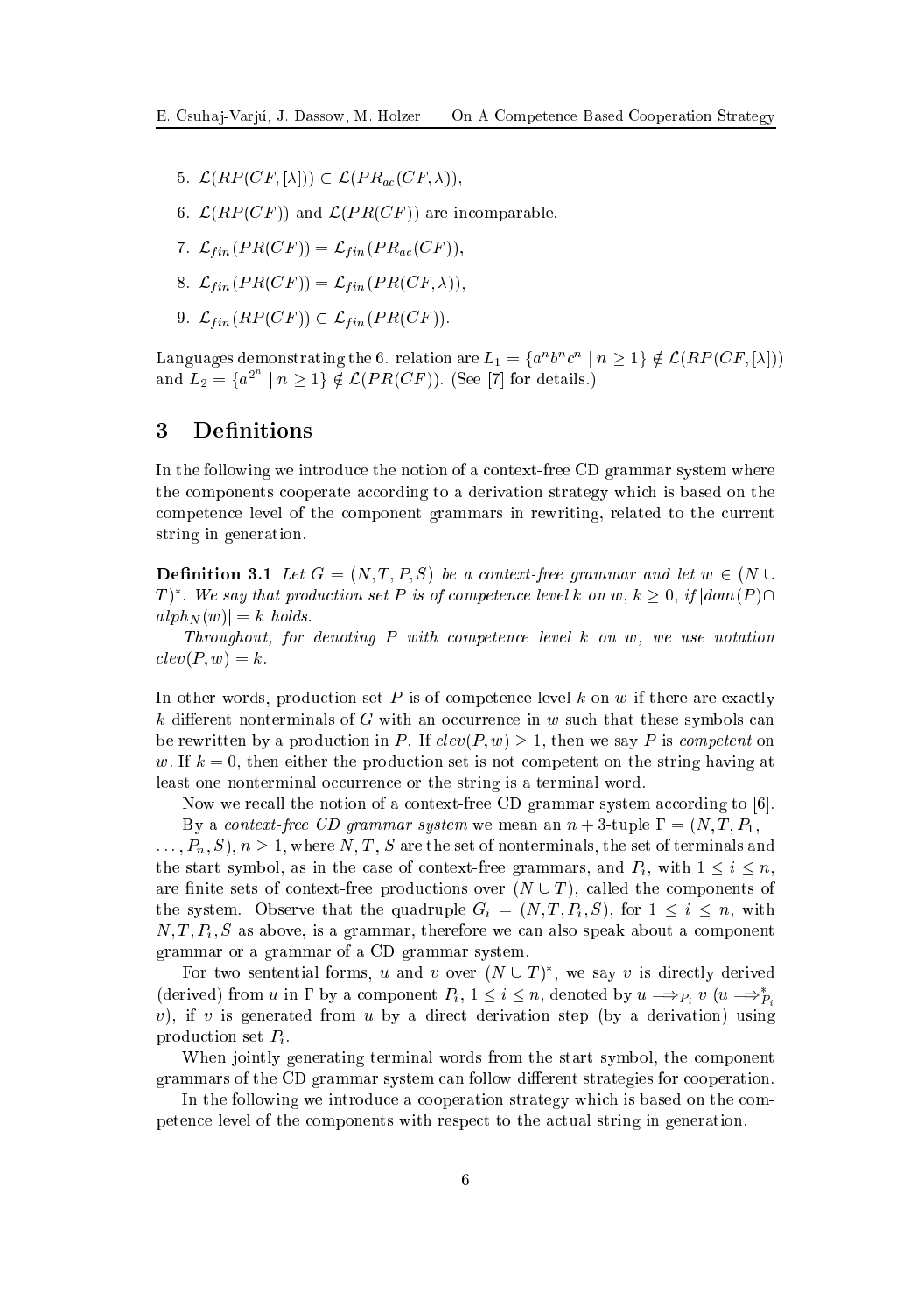5. $\mathcal{L}(RP(CF, [\lambda])) \subset \mathcal{L}(PR_{ac}(CF, \lambda))$,

6. $\mathcal{L}(RP(CF))$ and $\mathcal{L}(PR(CF))$ are incomparable.

7. $\mathcal{L}_{fin}(PR(CF)) = \mathcal{L}_{fin}(PR_{ac}(CF))$,

8. $\mathcal{L}_{fin}(PR(CF)) = \mathcal{L}_{fin}(PR(CF, \lambda))$,

9. $\mathcal{L}_{fin}(RP(CF)) \subset \mathcal{L}_{fin}(PR(CF))$.

Languages demonstrating the 6. relation are $L_1 = \{a^n b^n c^n \mid n \geq 1\} \notin \mathcal{L}(RP(CF, [\lambda]))$ and $L_2 = \{a^{2^n} \mid n \geq 1\} \notin \mathcal{L}(PR(CF))$. (See [7] for details.)

## 3 Definitions

In the following we introduce the notion of a context-free CD grammar system where the components cooperate according to a derivation strategy which is based on the competence level of the component grammars in rewriting, related to the current string in generation.

**Definition 3.1** *Let $G = (N, T, P, S)$ be a context-free grammar and let $w \in (N \cup T)^*$. We say that production set $P$ is of competence level $k$ on $w$, $k \geq 0$, if $|dom(P) \cap alph_N(w)| = k$ holds.*

*Throughout, for denoting $P$ with competence level $k$ on $w$, we use notation $clev(P, w) = k$.*

In other words, production set $P$ is of competence level $k$ on $w$ if there are exactly $k$ different nonterminals of $G$ with an occurrence in $w$ such that these symbols can be rewritten by a production in $P$. If $clev(P, w) \geq 1$, then we say $P$ is *competent* on $w$. If $k = 0$, then either the production set is not competent on the string having at least one nonterminal occurrence or the string is a terminal word.

Now we recall the notion of a context-free CD grammar system according to [6].

By a *context-free CD grammar system* we mean an $n+3$-tuple $\Gamma = (N, T, P_1, \ldots, P_n, S)$, $n \geq 1$, where $N$, $T$, $S$ are the set of nonterminals, the set of terminals and the start symbol, as in the case of context-free grammars, and $P_i$, with $1 \leq i \leq n$, are finite sets of context-free productions over $(N \cup T)$, called the components of the system. Observe that the quadruple $G_i = (N, T, P_i, S)$, for $1 \leq i \leq n$, with $N, T, P_i, S$ as above, is a grammar, therefore we can also speak about a component grammar or a grammar of a CD grammar system.

For two sentential forms, $u$ and $v$ over $(N \cup T)^*$, we say $v$ is directly derived (derived) from $u$ in $\Gamma$ by a component $P_i$, $1 \leq i \leq n$, denoted by $u \Longrightarrow_{P_i} v$ ($u \Longrightarrow_{P_i}^* v$), if $v$ is generated from $u$ by a direct derivation step (by a derivation) using production set $P_i$.

When jointly generating terminal words from the start symbol, the component grammars of the CD grammar system can follow different strategies for cooperation.

In the following we introduce a cooperation strategy which is based on the competence level of the components with respect to the actual string in generation.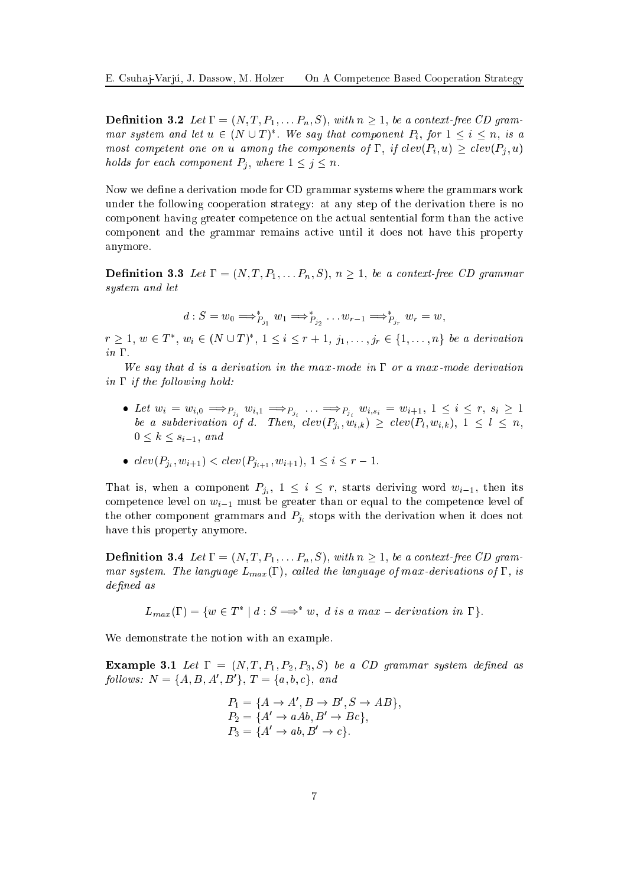**Definition 3.2** *Let $\Gamma = (N, T, P_1, \ldots P_n, S)$, with $n \geq 1$, be a context-free CD grammar system and let $u \in (N \cup T)^*$. We say that component $P_i$, for $1 \leq i \leq n$, is a most competent one on $u$ among the components of $\Gamma$, if $clev(P_i, u) \geq clev(P_j, u)$ holds for each component $P_j$, where $1 \leq j \leq n$.*

Now we define a derivation mode for CD grammar systems where the grammars work under the following cooperation strategy: at any step of the derivation there is no component having greater competence on the actual sentential form than the active component and the grammar remains active until it does not have this property anymore.

**Definition 3.3** *Let $\Gamma = (N, T, P_1, \ldots P_n, S)$, $n \geq 1$, be a context-free CD grammar system and let*

$$d : S = w_0 \Longrightarrow^*_{P_{j_1}} w_1 \Longrightarrow^*_{P_{j_2}} \ldots w_{r-1} \Longrightarrow^*_{P_{j_r}} w_r = w,$$

*$r \geq 1$, $w \in T^*$, $w_i \in (N \cup T)^*$, $1 \leq i \leq r+1$, $j_1, \ldots, j_r \in \{1, \ldots, n\}$ be a derivation in $\Gamma$.*

*We say that $d$ is a derivation in the max-mode in $\Gamma$ or a max-mode derivation in $\Gamma$ if the following hold:*

- *Let $w_i = w_{i,0} \Longrightarrow_{P_{j_i}} w_{i,1} \Longrightarrow_{P_{j_i}} \ldots \Longrightarrow_{P_{j_i}} w_{i,s_i} = w_{i+1}$, $1 \leq i \leq r$, $s_i \geq 1$ be a subderivation of $d$. Then, $clev(P_{j_i}, w_{i,k}) \geq clev(P_l, w_{i,k})$, $1 \leq l \leq n$, $0 \leq k \leq s_{i-1}$, and*
- *$clev(P_{j_i}, w_{i+1}) < clev(P_{j_{i+1}}, w_{i+1})$, $1 \leq i \leq r-1$.*

That is, when a component $P_{j_i}$, $1 \leq i \leq r$, starts deriving word $w_{i-1}$, then its competence level on $w_{i-1}$ must be greater than or equal to the competence level of the other component grammars and $P_{j_i}$ stops with the derivation when it does not have this property anymore.

**Definition 3.4** *Let $\Gamma = (N, T, P_1, \ldots P_n, S)$, with $n \geq 1$, be a context-free CD grammar system. The language $L_{max}(\Gamma)$, called the language of max-derivations of $\Gamma$, is defined as*

$$L_{max}(\Gamma) = \{w \in T^* \mid d : S \Longrightarrow^* w,\ d \text{ is a } max - derivation \text{ in } \Gamma\}.$$

We demonstrate the notion with an example.

**Example 3.1** *Let $\Gamma = (N, T, P_1, P_2, P_3, S)$ be a CD grammar system defined as follows: $N = \{A, B, A', B'\}$, $T = \{a, b, c\}$, and*

$$P_1 = \{A \to A', B \to B', S \to AB\},$$
$$P_2 = \{A' \to aAb, B' \to Bc\},$$
$$P_3 = \{A' \to ab, B' \to c\}.$$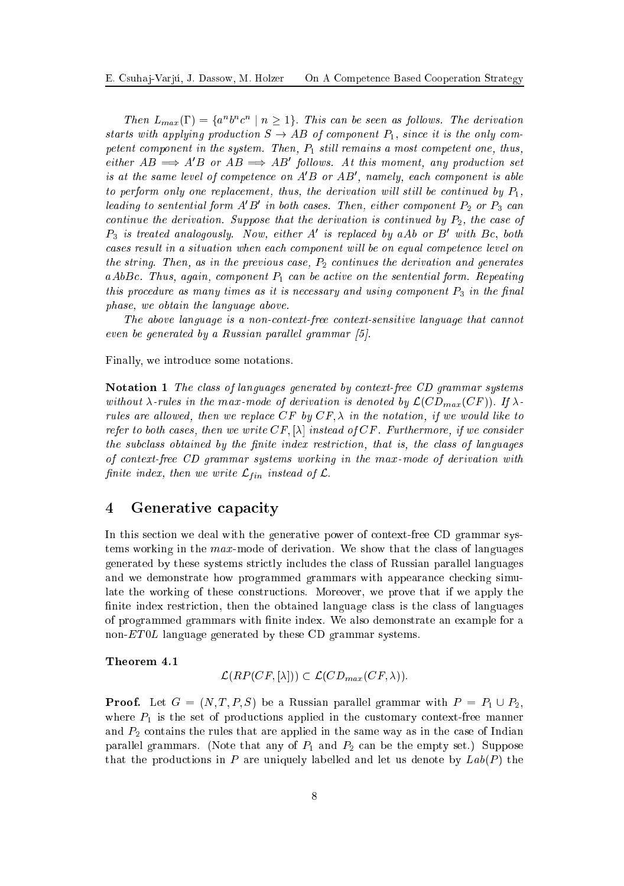*Then $L_{max}(\Gamma) = \{a^n b^n c^n \mid n \geq 1\}$. This can be seen as follows. The derivation starts with applying production $S \to AB$ of component $P_1$, since it is the only competent component in the system. Then, $P_1$ still remains a most competent one, thus, either $AB \Longrightarrow A'B$ or $AB \Longrightarrow AB'$ follows. At this moment, any production set is at the same level of competence on $A'B$ or $AB'$, namely, each component is able to perform only one replacement, thus, the derivation will still be continued by $P_1$, leading to sentential form $A'B'$ in both cases. Then, either component $P_2$ or $P_3$ can continue the derivation. Suppose that the derivation is continued by $P_2$, the case of $P_3$ is treated analogously. Now, either $A'$ is replaced by $aAb$ or $B'$ with $Bc$, both cases result in a situation when each component will be on equal competence level on the string. Then, as in the previous case, $P_2$ continues the derivation and generates $aAbBc$. Thus, again, component $P_1$ can be active on the sentential form. Repeating this procedure as many times as it is necessary and using component $P_3$ in the final phase, we obtain the language above.*

*The above language is a non-context-free context-sensitive language that cannot even be generated by a Russian parallel grammar [5].*

Finally, we introduce some notations.

**Notation 1** *The class of languages generated by context-free CD grammar systems without $\lambda$-rules in the max-mode of derivation is denoted by $\mathcal{L}(CD_{max}(CF))$. If $\lambda$-rules are allowed, then we replace $CF$ by $CF, \lambda$ in the notation, if we would like to refer to both cases, then we write $CF, [\lambda]$ instead of $CF$. Furthermore, if we consider the subclass obtained by the finite index restriction, that is, the class of languages of context-free CD grammar systems working in the max-mode of derivation with finite index, then we write $\mathcal{L}_{fin}$ instead of $\mathcal{L}$.*

## 4 Generative capacity

In this section we deal with the generative power of context-free CD grammar systems working in the *max*-mode of derivation. We show that the class of languages generated by these systems strictly includes the class of Russian parallel languages and we demonstrate how programmed grammars with appearance checking simulate the working of these constructions. Moreover, we prove that if we apply the finite index restriction, then the obtained language class is the class of languages of programmed grammars with finite index. We also demonstrate an example for a non-$ET0L$ language generated by these CD grammar systems.

**Theorem 4.1**

$$\mathcal{L}(RP(CF, [\lambda])) \subset \mathcal{L}(CD_{max}(CF, \lambda)).$$

**Proof.** Let $G = (N, T, P, S)$ be a Russian parallel grammar with $P = P_1 \cup P_2$, where $P_1$ is the set of productions applied in the customary context-free manner and $P_2$ contains the rules that are applied in the same way as in the case of Indian parallel grammars. (Note that any of $P_1$ and $P_2$ can be the empty set.) Suppose that the productions in $P$ are uniquely labelled and let us denote by $Lab(P)$ the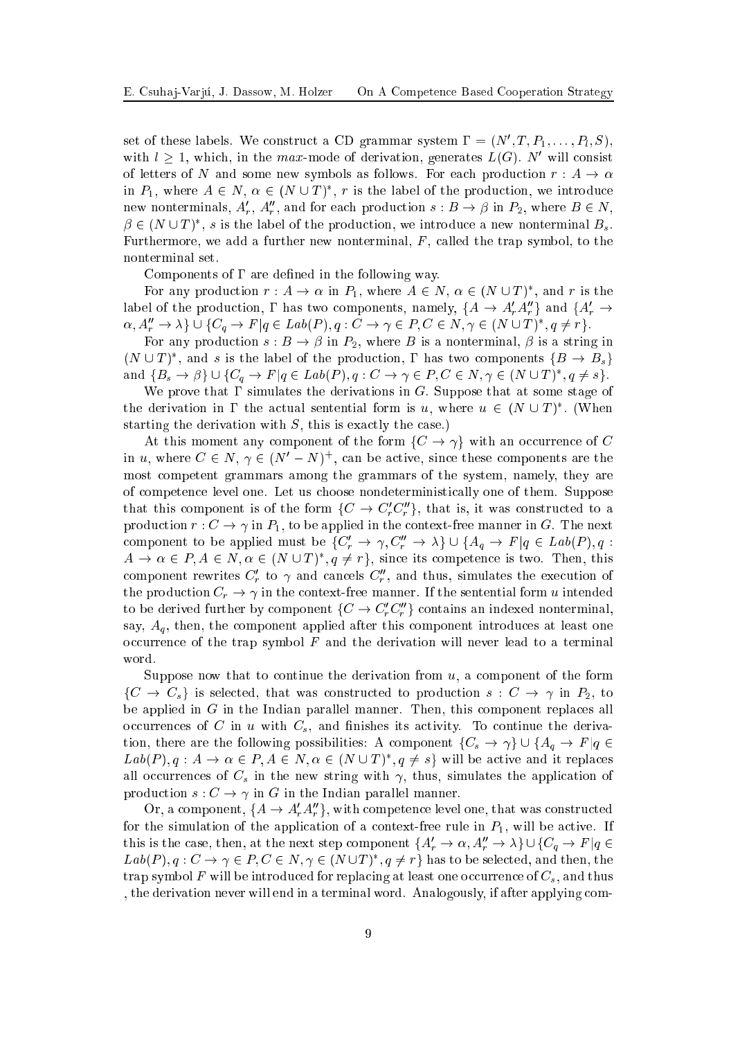set of these labels. We construct a CD grammar system $\Gamma = (N', T, P_1, \ldots, P_l, S)$, with $l \geq 1$, which, in the *max*-mode of derivation, generates $L(G)$. $N'$ will consist of letters of $N$ and some new symbols as follows. For each production $r : A \to \alpha$ in $P_1$, where $A \in N$, $\alpha \in (N \cup T)^*$, $r$ is the label of the production, we introduce new nonterminals, $A'_r$, $A''_r$, and for each production $s : B \to \beta$ in $P_2$, where $B \in N$, $\beta \in (N \cup T)^*$, $s$ is the label of the production, we introduce a new nonterminal $B_s$. Furthermore, we add a further new nonterminal, $F$, called the trap symbol, to the nonterminal set.

Components of $\Gamma$ are defined in the following way.

For any production $r : A \to \alpha$ in $P_1$, where $A \in N$, $\alpha \in (N \cup T)^*$, and $r$ is the label of the production, $\Gamma$ has two components, namely, $\{A \to A'_r A''_r\}$ and $\{A'_r \to \alpha, A''_r \to \lambda\} \cup \{C_q \to F | q \in Lab(P), q : C \to \gamma \in P, C \in N, \gamma \in (N \cup T)^*, q \neq r\}$.

For any production $s : B \to \beta$ in $P_2$, where $B$ is a nonterminal, $\beta$ is a string in $(N \cup T)^*$, and $s$ is the label of the production, $\Gamma$ has two components $\{B \to B_s\}$ and $\{B_s \to \beta\} \cup \{C_q \to F | q \in Lab(P), q : C \to \gamma \in P, C \in N, \gamma \in (N \cup T)^*, q \neq s\}$.

We prove that $\Gamma$ simulates the derivations in $G$. Suppose that at some stage of the derivation in $\Gamma$ the actual sentential form is $u$, where $u \in (N \cup T)^*$. (When starting the derivation with $S$, this is exactly the case.)

At this moment any component of the form $\{C \to \gamma\}$ with an occurrence of $C$ in $u$, where $C \in N$, $\gamma \in (N' - N)^+$, can be active, since these components are the most competent grammars among the grammars of the system, namely, they are of competence level one. Let us choose nondeterministically one of them. Suppose that this component is of the form $\{C \to C'_r C''_r\}$, that is, it was constructed to a production $r : C \to \gamma$ in $P_1$, to be applied in the context-free manner in $G$. The next component to be applied must be $\{C'_r \to \gamma, C''_r \to \lambda\} \cup \{A_q \to F | q \in Lab(P), q : A \to \alpha \in P, A \in N, \alpha \in (N \cup T)^*, q \neq r\}$, since its competence is two. Then, this component rewrites $C'_r$ to $\gamma$ and cancels $C''_r$, and thus, simulates the execution of the production $C_r \to \gamma$ in the context-free manner. If the sentential form $u$ intended to be derived further by component $\{C \to C'_r C''_r\}$ contains an indexed nonterminal, say, $A_q$, then, the component applied after this component introduces at least one occurrence of the trap symbol $F$ and the derivation will never lead to a terminal word.

Suppose now that to continue the derivation from $u$, a component of the form $\{C \to C_s\}$ is selected, that was constructed to production $s : C \to \gamma$ in $P_2$, to be applied in $G$ in the Indian parallel manner. Then, this component replaces all occurrences of $C$ in $u$ with $C_s$, and finishes its activity. To continue the derivation, there are the following possibilities: A component $\{C_s \to \gamma\} \cup \{A_q \to F | q \in Lab(P), q : A \to \alpha \in P, A \in N, \alpha \in (N \cup T)^*, q \neq s\}$ will be active and it replaces all occurrences of $C_s$ in the new string with $\gamma$, thus, simulates the application of production $s : C \to \gamma$ in $G$ in the Indian parallel manner.

Or, a component, $\{A \to A'_r A''_r\}$, with competence level one, that was constructed for the simulation of the application of a context-free rule in $P_1$, will be active. If this is the case, then, at the next step component $\{A'_r \to \alpha, A''_r \to \lambda\} \cup \{C_q \to F | q \in Lab(P), q : C \to \gamma \in P, C \in N, \gamma \in (N \cup T)^*, q \neq r\}$ has to be selected, and then, the trap symbol $F$ will be introduced for replacing at least one occurrence of $C_s$, and thus , the derivation never will end in a terminal word. Analogously, if after applying com-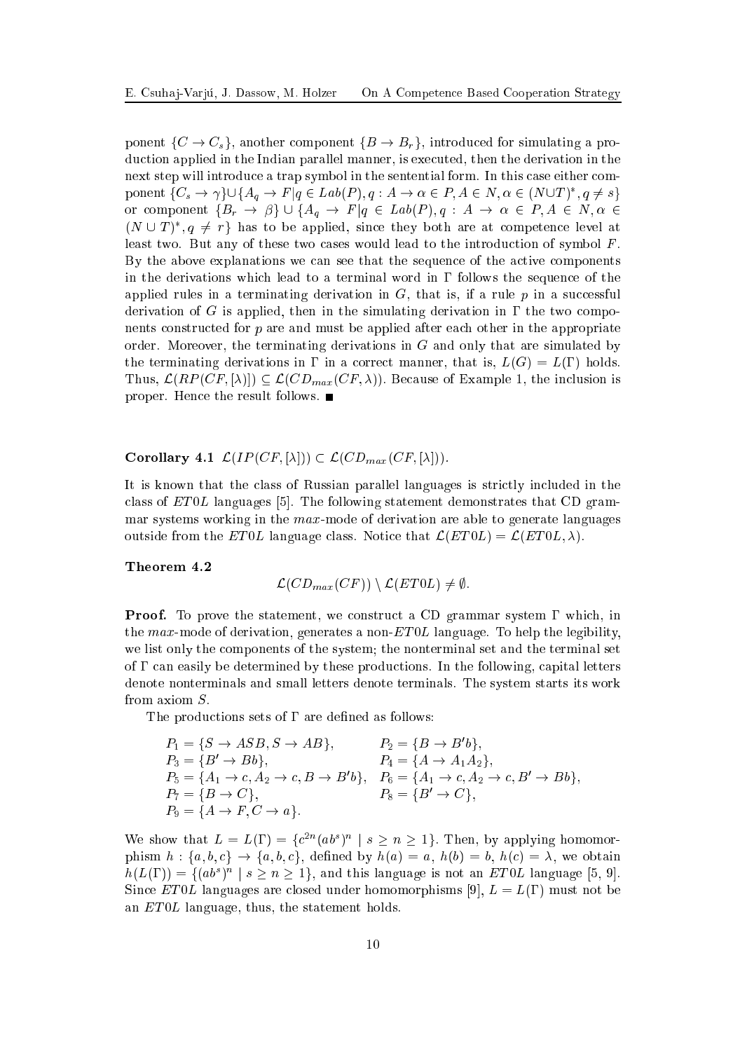ponent $\{C \to C_s\}$, another component $\{B \to B_r\}$, introduced for simulating a production applied in the Indian parallel manner, is executed, then the derivation in the next step will introduce a trap symbol in the sentential form. In this case either component $\{C_s \to \gamma\} \cup \{A_q \to F | q \in Lab(P), q : A \to \alpha \in P, A \in N, \alpha \in (N \cup T)^*, q \neq s\}$ or component $\{B_r \to \beta\} \cup \{A_q \to F | q \in Lab(P), q : A \to \alpha \in P, A \in N, \alpha \in (N \cup T)^*, q \neq r\}$ has to be applied, since they both are at competence level at least two. But any of these two cases would lead to the introduction of symbol $F$. By the above explanations we can see that the sequence of the active components in the derivations which lead to a terminal word in $\Gamma$ follows the sequence of the applied rules in a terminating derivation in $G$, that is, if a rule $p$ in a successful derivation of $G$ is applied, then in the simulating derivation in $\Gamma$ the two components constructed for $p$ are and must be applied after each other in the appropriate order. Moreover, the terminating derivations in $G$ and only that are simulated by the terminating derivations in $\Gamma$ in a correct manner, that is, $L(G) = L(\Gamma)$ holds. Thus, $\mathcal{L}(RP(CF, [\lambda])) \subseteq \mathcal{L}(CD_{max}(CF, \lambda))$. Because of Example 1, the inclusion is proper. Hence the result follows. ■

**Corollary 4.1** $\mathcal{L}(IP(CF, [\lambda])) \subset \mathcal{L}(CD_{max}(CF, [\lambda]))$.

It is known that the class of Russian parallel languages is strictly included in the class of $ET0L$ languages [5]. The following statement demonstrates that CD grammar systems working in the $max$-mode of derivation are able to generate languages outside from the $ET0L$ language class. Notice that $\mathcal{L}(ET0L) = \mathcal{L}(ET0L, \lambda)$.

**Theorem 4.2**

$$\mathcal{L}(CD_{max}(CF)) \setminus \mathcal{L}(ET0L) \neq \emptyset.$$

**Proof.** To prove the statement, we construct a CD grammar system $\Gamma$ which, in the $max$-mode of derivation, generates a non-$ET0L$ language. To help the legibility, we list only the components of the system; the nonterminal set and the terminal set of $\Gamma$ can easily be determined by these productions. In the following, capital letters denote nonterminals and small letters denote terminals. The system starts its work from axiom $S$.

The productions sets of $\Gamma$ are defined as follows:

$$
\begin{array}{ll}
P_1 = \{S \to ASB, S \to AB\}, & P_2 = \{B \to B'b\}, \\
P_3 = \{B' \to Bb\}, & P_4 = \{A \to A_1A_2\}, \\
P_5 = \{A_1 \to c, A_2 \to c, B \to B'b\}, & P_6 = \{A_1 \to c, A_2 \to c, B' \to Bb\}, \\
P_7 = \{B \to C\}, & P_8 = \{B' \to C\}, \\
P_9 = \{A \to F, C \to a\}. &
\end{array}
$$

We show that $L = L(\Gamma) = \{c^{2n}(ab^s)^n \mid s \geq n \geq 1\}$. Then, by applying homomorphism $h : \{a, b, c\} \to \{a, b, c\}$, defined by $h(a) = a$, $h(b) = b$, $h(c) = \lambda$, we obtain $h(L(\Gamma)) = \{(ab^s)^n \mid s \geq n \geq 1\}$, and this language is not an $ET0L$ language [5, 9]. Since $ET0L$ languages are closed under homomorphisms [9], $L = L(\Gamma)$ must not be an $ET0L$ language, thus, the statement holds.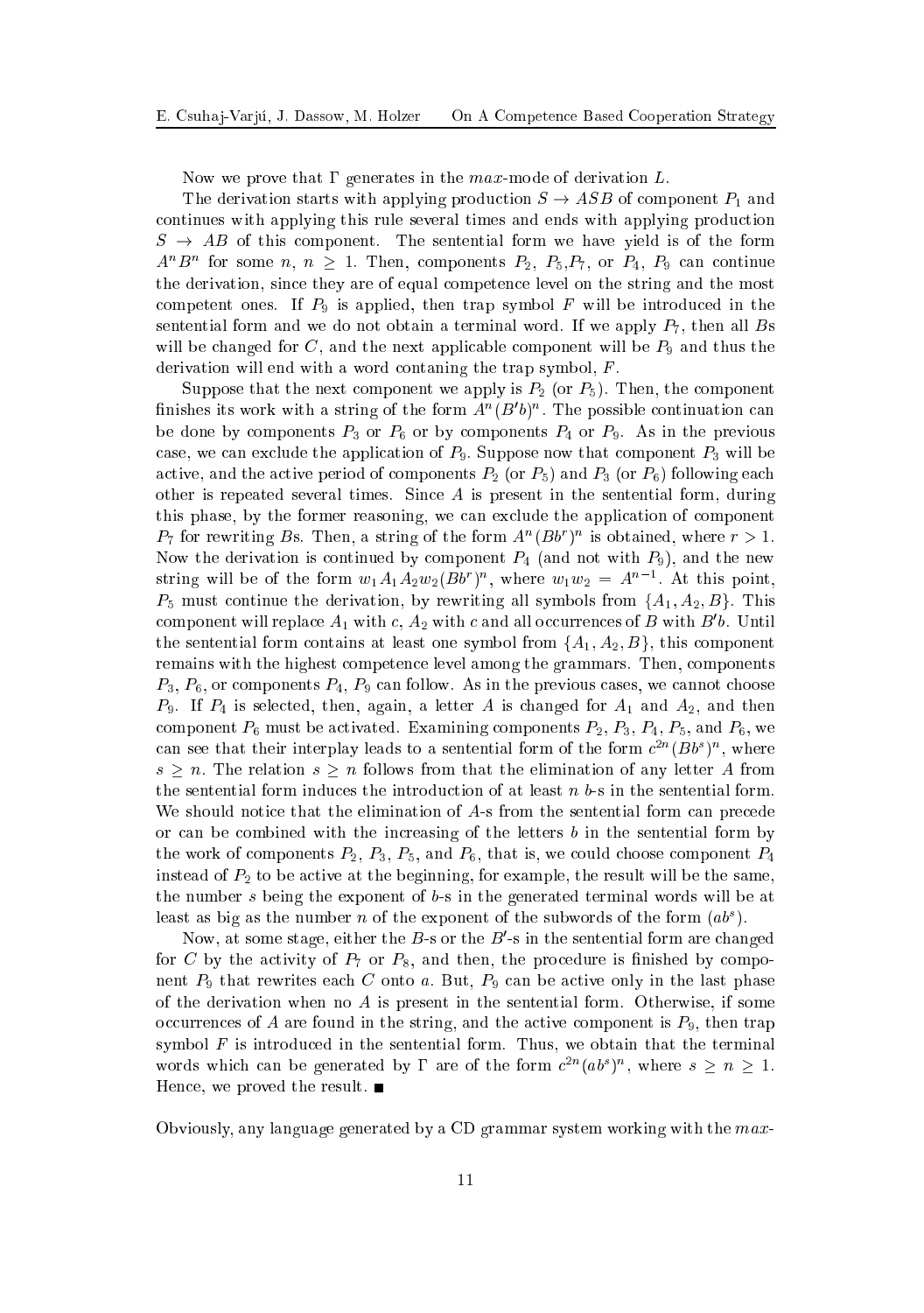Now we prove that $\Gamma$ generates in the *max*-mode of derivation $L$.

The derivation starts with applying production $S \rightarrow ASB$ of component $P_1$ and continues with applying this rule several times and ends with applying production $S \rightarrow AB$ of this component. The sentential form we have yield is of the form $A^nB^n$ for some $n$, $n \geq 1$. Then, components $P_2$, $P_5$,$P_7$, or $P_4$, $P_9$ can continue the derivation, since they are of equal competence level on the string and the most competent ones. If $P_9$ is applied, then trap symbol $F$ will be introduced in the sentential form and we do not obtain a terminal word. If we apply $P_7$, then all $B$s will be changed for $C$, and the next applicable component will be $P_9$ and thus the derivation will end with a word contaning the trap symbol, $F$.

Suppose that the next component we apply is $P_2$ (or $P_5$). Then, the component finishes its work with a string of the form $A^n(B'b)^n$. The possible continuation can be done by components $P_3$ or $P_6$ or by components $P_4$ or $P_9$. As in the previous case, we can exclude the application of $P_9$. Suppose now that component $P_3$ will be active, and the active period of components $P_2$ (or $P_5$) and $P_3$ (or $P_6$) following each other is repeated several times. Since $A$ is present in the sentential form, during this phase, by the former reasoning, we can exclude the application of component $P_7$ for rewriting $B$s. Then, a string of the form $A^n(Bb^r)^n$ is obtained, where $r > 1$. Now the derivation is continued by component $P_4$ (and not with $P_9$), and the new string will be of the form $w_1A_1A_2w_2(Bb^r)^n$, where $w_1w_2 = A^{n-1}$. At this point, $P_5$ must continue the derivation, by rewriting all symbols from $\{A_1, A_2, B\}$. This component will replace $A_1$ with $c$, $A_2$ with $c$ and all occurrences of $B$ with $B'b$. Until the sentential form contains at least one symbol from $\{A_1, A_2, B\}$, this component remains with the highest competence level among the grammars. Then, components $P_3$, $P_6$, or components $P_4$, $P_9$ can follow. As in the previous cases, we cannot choose $P_9$. If $P_4$ is selected, then, again, a letter $A$ is changed for $A_1$ and $A_2$, and then component $P_6$ must be activated. Examining components $P_2$, $P_3$, $P_4$, $P_5$, and $P_6$, we can see that their interplay leads to a sentential form of the form $c^{2n}(Bb^s)^n$, where $s \geq n$. The relation $s \geq n$ follows from that the elimination of any letter $A$ from the sentential form induces the introduction of at least $n$ $b$-s in the sentential form. We should notice that the elimination of $A$-s from the sentential form can precede or can be combined with the increasing of the letters $b$ in the sentential form by the work of components $P_2$, $P_3$, $P_5$, and $P_6$, that is, we could choose component $P_4$ instead of $P_2$ to be active at the beginning, for example, the result will be the same, the number $s$ being the exponent of $b$-s in the generated terminal words will be at least as big as the number $n$ of the exponent of the subwords of the form $(ab^s)$.

Now, at some stage, either the $B$-s or the $B'$-s in the sentential form are changed for $C$ by the activity of $P_7$ or $P_8$, and then, the procedure is finished by component $P_9$ that rewrites each $C$ onto $a$. But, $P_9$ can be active only in the last phase of the derivation when no $A$ is present in the sentential form. Otherwise, if some occurrences of $A$ are found in the string, and the active component is $P_9$, then trap symbol $F$ is introduced in the sentential form. Thus, we obtain that the terminal words which can be generated by $\Gamma$ are of the form $c^{2n}(ab^s)^n$, where $s \geq n \geq 1$. Hence, we proved the result. ■

Obviously, any language generated by a CD grammar system working with the *max*-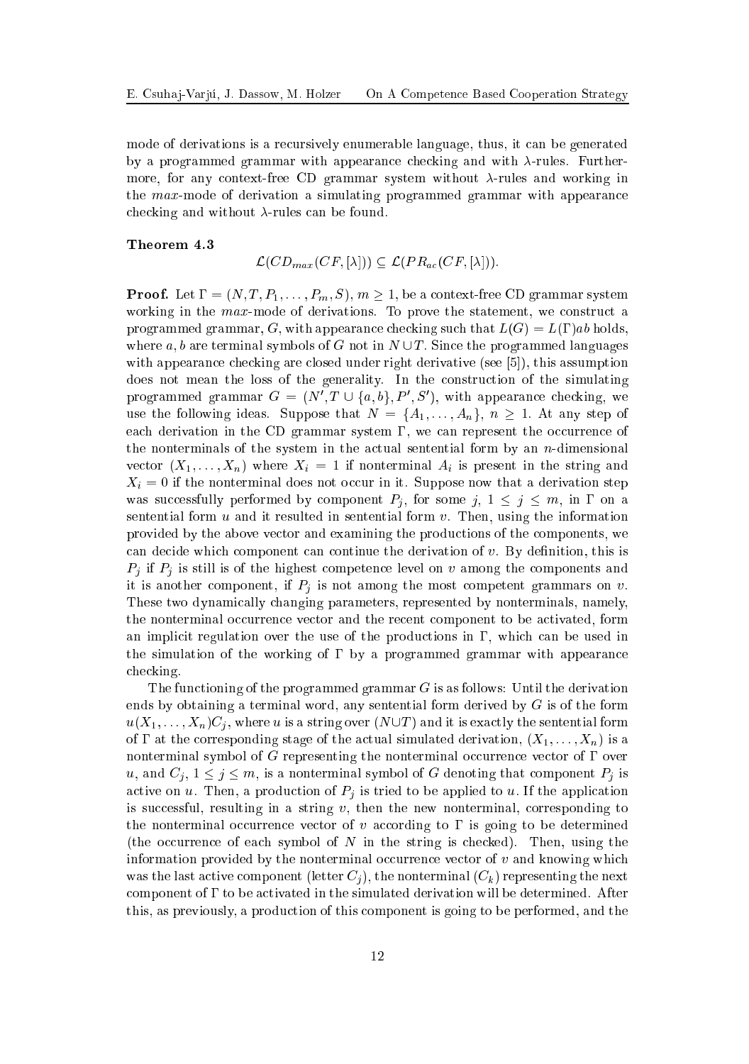mode of derivations is a recursively enumerable language, thus, it can be generated by a programmed grammar with appearance checking and with $\lambda$-rules. Furthermore, for any context-free CD grammar system without $\lambda$-rules and working in the *max*-mode of derivation a simulating programmed grammar with appearance checking and without $\lambda$-rules can be found.

**Theorem 4.3**

$$\mathcal{L}(CD_{max}(CF,[\lambda])) \subseteq \mathcal{L}(PR_{ac}(CF,[\lambda])).$$

**Proof.** Let $\Gamma = (N, T, P_1, \ldots, P_m, S)$, $m \geq 1$, be a context-free CD grammar system working in the *max*-mode of derivations. To prove the statement, we construct a programmed grammar, $G$, with appearance checking such that $L(G) = L(\Gamma)ab$ holds, where $a, b$ are terminal symbols of $G$ not in $N \cup T$. Since the programmed languages with appearance checking are closed under right derivative (see [5]), this assumption does not mean the loss of the generality. In the construction of the simulating programmed grammar $G = (N', T \cup \{a, b\}, P', S')$, with appearance checking, we use the following ideas. Suppose that $N = \{A_1, \ldots, A_n\}$, $n \geq 1$. At any step of each derivation in the CD grammar system $\Gamma$, we can represent the occurrence of the nonterminals of the system in the actual sentential form by an $n$-dimensional vector $(X_1, \ldots, X_n)$ where $X_i = 1$ if nonterminal $A_i$ is present in the string and $X_i = 0$ if the nonterminal does not occur in it. Suppose now that a derivation step was successfully performed by component $P_j$, for some $j$, $1 \leq j \leq m$, in $\Gamma$ on a sentential form $u$ and it resulted in sentential form $v$. Then, using the information provided by the above vector and examining the productions of the components, we can decide which component can continue the derivation of $v$. By definition, this is $P_j$ if $P_j$ is still is of the highest competence level on $v$ among the components and it is another component, if $P_j$ is not among the most competent grammars on $v$. These two dynamically changing parameters, represented by nonterminals, namely, the nonterminal occurrence vector and the recent component to be activated, form an implicit regulation over the use of the productions in $\Gamma$, which can be used in the simulation of the working of $\Gamma$ by a programmed grammar with appearance checking.

The functioning of the programmed grammar $G$ is as follows: Until the derivation ends by obtaining a terminal word, any sentential form derived by $G$ is of the form $u(X_1, \ldots, X_n)C_j$, where $u$ is a string over $(N \cup T)$ and it is exactly the sentential form of $\Gamma$ at the corresponding stage of the actual simulated derivation, $(X_1, \ldots, X_n)$ is a nonterminal symbol of $G$ representing the nonterminal occurrence vector of $\Gamma$ over $u$, and $C_j$, $1 \leq j \leq m$, is a nonterminal symbol of $G$ denoting that component $P_j$ is active on $u$. Then, a production of $P_j$ is tried to be applied to $u$. If the application is successful, resulting in a string $v$, then the new nonterminal, corresponding to the nonterminal occurrence vector of $v$ according to $\Gamma$ is going to be determined (the occurrence of each symbol of $N$ in the string is checked). Then, using the information provided by the nonterminal occurrence vector of $v$ and knowing which was the last active component (letter $C_j$), the nonterminal $(C_k)$ representing the next component of $\Gamma$ to be activated in the simulated derivation will be determined. After this, as previously, a production of this component is going to be performed, and the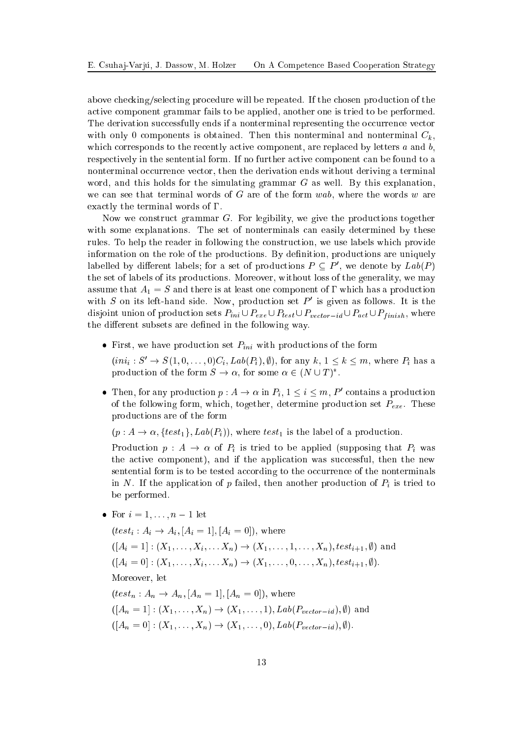above checking/selecting procedure will be repeated. If the chosen production of the active component grammar fails to be applied, another one is tried to be performed. The derivation successfully ends if a nonterminal representing the occurrence vector with only 0 components is obtained. Then this nonterminal and nonterminal $C_k$, which corresponds to the recently active component, are replaced by letters $a$ and $b$, respectively in the sentential form. If no further active component can be found to a nonterminal occurrence vector, then the derivation ends without deriving a terminal word, and this holds for the simulating grammar $G$ as well. By this explanation, we can see that terminal words of $G$ are of the form $wab$, where the words $w$ are exactly the terminal words of $\Gamma$.

Now we construct grammar $G$. For legibility, we give the productions together with some explanations. The set of nonterminals can easily determined by these rules. To help the reader in following the construction, we use labels which provide information on the role of the productions. By definition, productions are uniquely labelled by different labels; for a set of productions $P \subseteq P'$, we denote by $Lab(P)$ the set of labels of its productions. Moreover, without loss of the generality, we may assume that $A_1 = S$ and there is at least one component of $\Gamma$ which has a production with $S$ on its left-hand side. Now, production set $P'$ is given as follows. It is the disjoint union of production sets $P_{ini} \cup P_{exe} \cup P_{test} \cup P_{vector-id} \cup P_{act} \cup P_{finish}$, where the different subsets are defined in the following way.

- First, we have production set $P_{ini}$ with productions of the form

  $(ini_i : S' \to S(1, 0, \ldots, 0)C_i, Lab(P_i), \emptyset)$, for any $k$, $1 \leq k \leq m$, where $P_i$ has a production of the form $S \to \alpha$, for some $\alpha \in (N \cup T)^*$.

- Then, for any production $p : A \to \alpha$ in $P_i$, $1 \leq i \leq m$, $P'$ contains a production of the following form, which, together, determine production set $P_{exe}$. These productions are of the form

  $(p : A \to \alpha, \{test_1\}, Lab(P_i))$, where $test_1$ is the label of a production.

  Production $p : A \to \alpha$ of $P_i$ is tried to be applied (supposing that $P_i$ was the active component), and if the application was successful, then the new sentential form is to be tested according to the occurrence of the nonterminals in $N$. If the application of $p$ failed, then another production of $P_i$ is tried to be performed.

- For $i = 1, \ldots, n-1$ let

  $(test_i : A_i \to A_i, [A_i = 1], [A_i = 0])$, where

  $([A_i = 1] : (X_1, \ldots, X_i, \ldots X_n) \to (X_1, \ldots, 1, \ldots, X_n), test_{i+1}, \emptyset)$ and

  $([A_i = 0] : (X_1, \ldots, X_i, \ldots X_n) \to (X_1, \ldots, 0, \ldots, X_n), test_{i+1}, \emptyset)$.

  Moreover, let

  $(test_n : A_n \to A_n, [A_n = 1], [A_n = 0])$, where

  $([A_n = 1] : (X_1, \ldots, X_n) \to (X_1, \ldots, 1), Lab(P_{vector-id}), \emptyset)$ and

  $([A_n = 0] : (X_1, \ldots, X_n) \to (X_1, \ldots, 0), Lab(P_{vector-id}), \emptyset)$.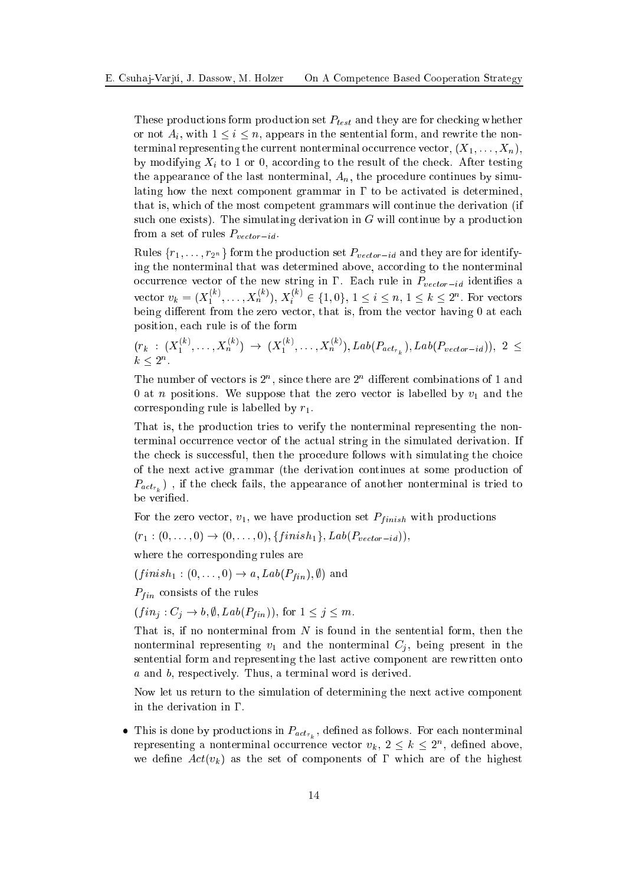These productions form production set $P_{test}$ and they are for checking whether or not $A_i$, with $1 \leq i \leq n$, appears in the sentential form, and rewrite the nonterminal representing the current nonterminal occurrence vector, $(X_1, \ldots, X_n)$, by modifying $X_i$ to 1 or 0, according to the result of the check. After testing the appearance of the last nonterminal, $A_n$, the procedure continues by simulating how the next component grammar in $\Gamma$ to be activated is determined, that is, which of the most competent grammars will continue the derivation (if such one exists). The simulating derivation in $G$ will continue by a production from a set of rules $P_{vector-id}$.

Rules $\{r_1, \ldots, r_{2^n}\}$ form the production set $P_{vector-id}$ and they are for identifying the nonterminal that was determined above, according to the nonterminal occurrence vector of the new string in $\Gamma$. Each rule in $P_{vector-id}$ identifies a vector $v_k = (X_1^{(k)}, \ldots, X_n^{(k)})$, $X_i^{(k)} \in \{1, 0\}$, $1 \leq i \leq n$, $1 \leq k \leq 2^n$. For vectors being different from the zero vector, that is, from the vector having 0 at each position, each rule is of the form

$(r_k : (X_1^{(k)}, \ldots, X_n^{(k)}) \to (X_1^{(k)}, \ldots, X_n^{(k)}), Lab(P_{act_{r_k}}), Lab(P_{vector-id}))$, $2 \leq k \leq 2^n$.

The number of vectors is $2^n$, since there are $2^n$ different combinations of 1 and 0 at $n$ positions. We suppose that the zero vector is labelled by $v_1$ and the corresponding rule is labelled by $r_1$.

That is, the production tries to verify the nonterminal representing the nonterminal occurrence vector of the actual string in the simulated derivation. If the check is successful, then the procedure follows with simulating the choice of the next active grammar (the derivation continues at some production of $P_{act_{r_k}}$) , if the check fails, the appearance of another nonterminal is tried to be verified.

For the zero vector, $v_1$, we have production set $P_{finish}$ with productions

$(r_1 : (0, \ldots, 0) \to (0, \ldots, 0), \{finish_1\}, Lab(P_{vector-id}))$,

where the corresponding rules are

$(finish_1 : (0, \ldots, 0) \to a, Lab(P_{fin}), \emptyset)$ and

$P_{fin}$ consists of the rules

$(fin_j : C_j \to b, \emptyset, Lab(P_{fin}))$, for $1 \leq j \leq m$.

That is, if no nonterminal from $N$ is found in the sentential form, then the nonterminal representing $v_1$ and the nonterminal $C_j$, being present in the sentential form and representing the last active component are rewritten onto $a$ and $b$, respectively. Thus, a terminal word is derived.

Now let us return to the simulation of determining the next active component in the derivation in $\Gamma$.

- This is done by productions in $P_{act_{r_k}}$, defined as follows. For each nonterminal representing a nonterminal occurrence vector $v_k$, $2 \leq k \leq 2^n$, defined above, we define $Act(v_k)$ as the set of components of $\Gamma$ which are of the highest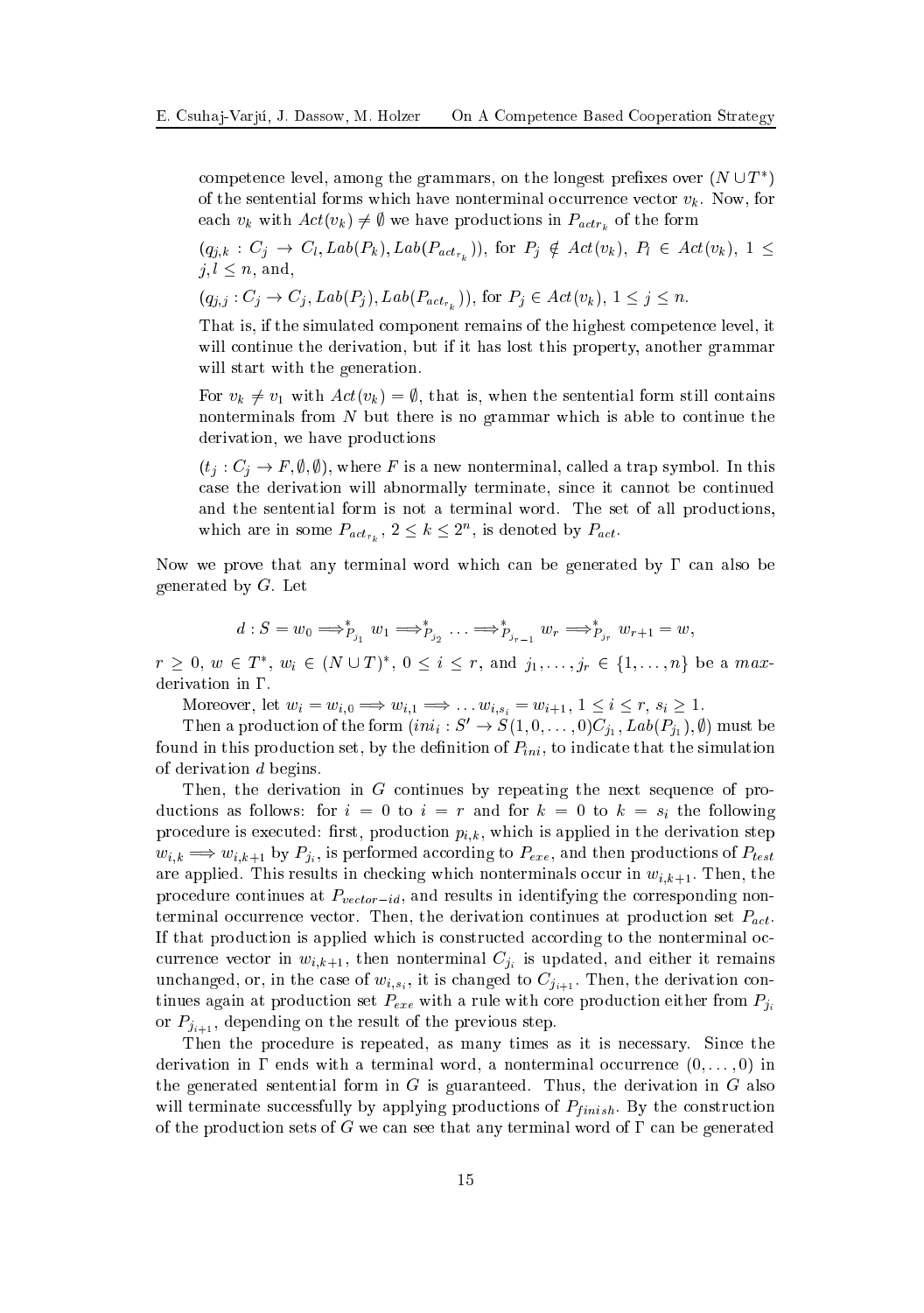competence level, among the grammars, on the longest prefixes over $(N \cup T^*)$ of the sentential forms which have nonterminal occurrence vector $v_k$. Now, for each $v_k$ with $Act(v_k) \neq \emptyset$ we have productions in $P_{actr_k}$ of the form

$(q_{j,k} : C_j \to C_l, Lab(P_k), Lab(P_{act_{r_k}}))$, for $P_j \notin Act(v_k)$, $P_l \in Act(v_k)$, $1 \leq j, l \leq n$, and,

$(q_{j,j} : C_j \to C_j, Lab(P_j), Lab(P_{act_{r_k}}))$, for $P_j \in Act(v_k)$, $1 \leq j \leq n$.

That is, if the simulated component remains of the highest competence level, it will continue the derivation, but if it has lost this property, another grammar will start with the generation.

For $v_k \neq v_1$ with $Act(v_k) = \emptyset$, that is, when the sentential form still contains nonterminals from $N$ but there is no grammar which is able to continue the derivation, we have productions

$(t_j : C_j \to F, \emptyset, \emptyset)$, where $F$ is a new nonterminal, called a trap symbol. In this case the derivation will abnormally terminate, since it cannot be continued and the sentential form is not a terminal word. The set of all productions, which are in some $P_{act_{r_k}}$, $2 \leq k \leq 2^n$, is denoted by $P_{act}$.

Now we prove that any terminal word which can be generated by $\Gamma$ can also be generated by $G$. Let

$$d : S = w_0 \Longrightarrow^*_{P_{j_1}} w_1 \Longrightarrow^*_{P_{j_2}} \ldots \Longrightarrow^*_{P_{j_{r-1}}} w_r \Longrightarrow^*_{P_{j_r}} w_{r+1} = w,$$

$r \geq 0$, $w \in T^*$, $w_i \in (N \cup T)^*$, $0 \leq i \leq r$, and $j_1, \ldots, j_r \in \{1, \ldots, n\}$ be a *max*-derivation in $\Gamma$.

Moreover, let $w_i = w_{i,0} \Longrightarrow w_{i,1} \Longrightarrow \ldots w_{i,s_i} = w_{i+1}$, $1 \leq i \leq r$, $s_i \geq 1$.

Then a production of the form $(ini_i : S' \to S(1, 0, \ldots, 0)C_{j_1}, Lab(P_{j_1}), \emptyset)$ must be found in this production set, by the definition of $P_{ini}$, to indicate that the simulation of derivation $d$ begins.

Then, the derivation in $G$ continues by repeating the next sequence of productions as follows: for $i = 0$ to $i = r$ and for $k = 0$ to $k = s_i$ the following procedure is executed: first, production $p_{i,k}$, which is applied in the derivation step $w_{i,k} \Longrightarrow w_{i,k+1}$ by $P_{j_i}$, is performed according to $P_{exe}$, and then productions of $P_{test}$ are applied. This results in checking which nonterminals occur in $w_{i,k+1}$. Then, the procedure continues at $P_{vector-id}$, and results in identifying the corresponding nonterminal occurrence vector. Then, the derivation continues at production set $P_{act}$. If that production is applied which is constructed according to the nonterminal occurrence vector in $w_{i,k+1}$, then nonterminal $C_{j_i}$ is updated, and either it remains unchanged, or, in the case of $w_{i,s_i}$, it is changed to $C_{j_{i+1}}$. Then, the derivation continues again at production set $P_{exe}$ with a rule with core production either from $P_{j_i}$ or $P_{j_{i+1}}$, depending on the result of the previous step.

Then the procedure is repeated, as many times as it is necessary. Since the derivation in $\Gamma$ ends with a terminal word, a nonterminal occurrence $(0, \ldots, 0)$ in the generated sentential form in $G$ is guaranteed. Thus, the derivation in $G$ also will terminate successfully by applying productions of $P_{finish}$. By the construction of the production sets of $G$ we can see that any terminal word of $\Gamma$ can be generated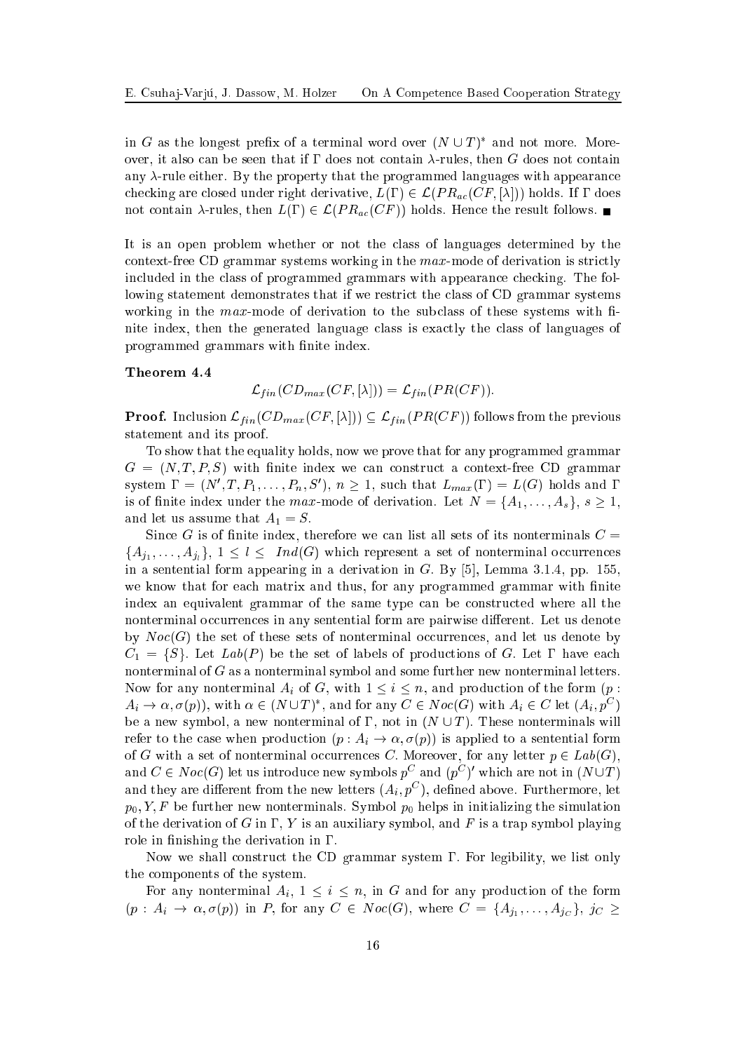in $G$ as the longest prefix of a terminal word over $(N \cup T)^*$ and not more. Moreover, it also can be seen that if $\Gamma$ does not contain $\lambda$-rules, then $G$ does not contain any $\lambda$-rule either. By the property that the programmed languages with appearance checking are closed under right derivative, $L(\Gamma) \in \mathcal{L}(PR_{ac}(CF, [\lambda]))$ holds. If $\Gamma$ does not contain $\lambda$-rules, then $L(\Gamma) \in \mathcal{L}(PR_{ac}(CF))$ holds. Hence the result follows. ■

It is an open problem whether or not the class of languages determined by the context-free CD grammar systems working in the $max$-mode of derivation is strictly included in the class of programmed grammars with appearance checking. The following statement demonstrates that if we restrict the class of CD grammar systems working in the $max$-mode of derivation to the subclass of these systems with finite index, then the generated language class is exactly the class of languages of programmed grammars with finite index.

**Theorem 4.4**

$$\mathcal{L}_{fin}(CD_{max}(CF, [\lambda])) = \mathcal{L}_{fin}(PR(CF)).$$

**Proof.** Inclusion $\mathcal{L}_{fin}(CD_{max}(CF, [\lambda])) \subseteq \mathcal{L}_{fin}(PR(CF))$ follows from the previous statement and its proof.

To show that the equality holds, now we prove that for any programmed grammar $G = (N, T, P, S)$ with finite index we can construct a context-free CD grammar system $\Gamma = (N', T, P_1, \ldots, P_n, S')$, $n \geq 1$, such that $L_{max}(\Gamma) = L(G)$ holds and $\Gamma$ is of finite index under the $max$-mode of derivation. Let $N = \{A_1, \ldots, A_s\}$, $s \geq 1$, and let us assume that $A_1 = S$.

Since $G$ is of finite index, therefore we can list all sets of its nonterminals $C = \{A_{j_1}, \ldots, A_{j_l}\}$, $1 \leq l \leq Ind(G)$ which represent a set of nonterminal occurrences in a sentential form appearing in a derivation in $G$. By [5], Lemma 3.1.4, pp. 155, we know that for each matrix and thus, for any programmed grammar with finite index an equivalent grammar of the same type can be constructed where all the nonterminal occurrences in any sentential form are pairwise different. Let us denote by $Noc(G)$ the set of these sets of nonterminal occurrences, and let us denote by $C_1 = \{S\}$. Let $Lab(P)$ be the set of labels of productions of $G$. Let $\Gamma$ have each nonterminal of $G$ as a nonterminal symbol and some further new nonterminal letters. Now for any nonterminal $A_i$ of $G$, with $1 \leq i \leq n$, and production of the form $(p : A_i \to \alpha, \sigma(p))$, with $\alpha \in (N \cup T)^*$, and for any $C \in Noc(G)$ with $A_i \in C$ let $(A_i, p^C)$ be a new symbol, a new nonterminal of $\Gamma$, not in $(N \cup T)$. These nonterminals will refer to the case when production $(p : A_i \to \alpha, \sigma(p))$ is applied to a sentential form of $G$ with a set of nonterminal occurrences $C$. Moreover, for any letter $p \in Lab(G)$, and $C \in Noc(G)$ let us introduce new symbols $p^C$ and $(p^C)'$ which are not in $(N \cup T)$ and they are different from the new letters $(A_i, p^C)$, defined above. Furthermore, let $p_0, Y, F$ be further new nonterminals. Symbol $p_0$ helps in initializing the simulation of the derivation of $G$ in $\Gamma$, $Y$ is an auxiliary symbol, and $F$ is a trap symbol playing role in finishing the derivation in $\Gamma$.

Now we shall construct the CD grammar system $\Gamma$. For legibility, we list only the components of the system.

For any nonterminal $A_i$, $1 \leq i \leq n$, in $G$ and for any production of the form $(p : A_i \to \alpha, \sigma(p))$ in $P$, for any $C \in Noc(G)$, where $C = \{A_{j_1}, \ldots, A_{j_C}\}$, $j_C \geq$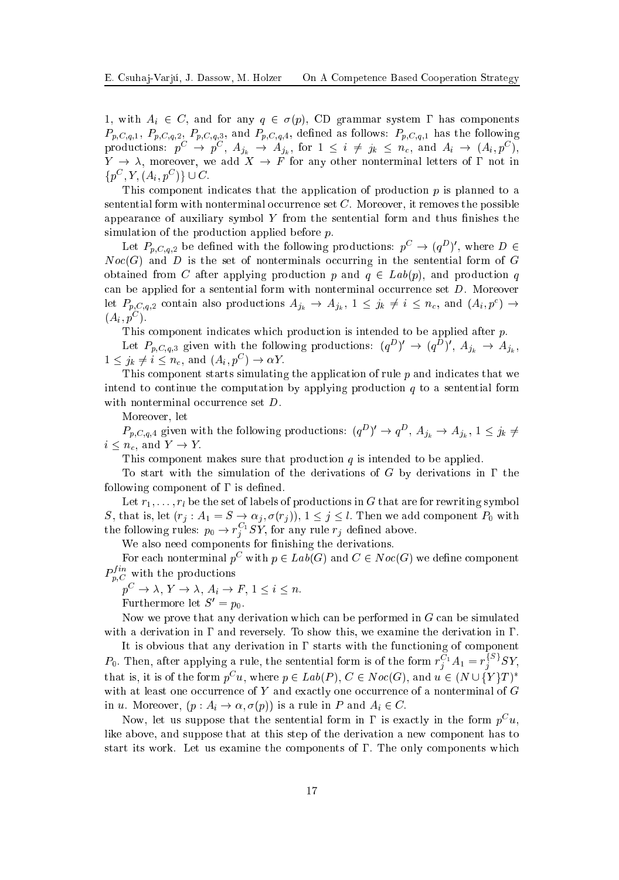1, with $A_i \in C$, and for any $q \in \sigma(p)$, CD grammar system $\Gamma$ has components $P_{p,C,q,1}$, $P_{p,C,q,2}$, $P_{p,C,q,3}$, and $P_{p,C,q,4}$, defined as follows: $P_{p,C,q,1}$ has the following productions: $p^C \to p^C$, $A_{j_k} \to A_{j_k}$, for $1 \leq i \neq j_k \leq n_c$, and $A_i \to (A_i, p^C)$, $Y \to \lambda$, moreover, we add $X \to F$ for any other nonterminal letters of $\Gamma$ not in $\{p^C, Y, (A_i, p^C)\} \cup C$.

This component indicates that the application of production $p$ is planned to a sentential form with nonterminal occurrence set $C$. Moreover, it removes the possible appearance of auxiliary symbol $Y$ from the sentential form and thus finishes the simulation of the production applied before $p$.

Let $P_{p,C,q,2}$ be defined with the following productions: $p^C \to (q^D)'$, where $D \in Noc(G)$ and $D$ is the set of nonterminals occurring in the sentential form of $G$ obtained from $C$ after applying production $p$ and $q \in Lab(p)$, and production $q$ can be applied for a sentential form with nonterminal occurrence set $D$. Moreover let $P_{p,C,q,2}$ contain also productions $A_{j_k} \to A_{j_k}$, $1 \leq j_k \neq i \leq n_c$, and $(A_i, p^c) \to (A_i, p^C)$.

This component indicates which production is intended to be applied after $p$.

Let $P_{p,C,q,3}$ given with the following productions: $(q^D)' \to (q^D)'$, $A_{j_k} \to A_{j_k}$, $1 \leq j_k \neq i \leq n_c$, and $(A_i, p^C) \to \alpha Y$.

This component starts simulating the application of rule $p$ and indicates that we intend to continue the computation by applying production $q$ to a sentential form with nonterminal occurrence set $D$.

Moreover, let

$P_{p,C,q,4}$ given with the following productions: $(q^D)' \to q^D$, $A_{j_k} \to A_{j_k}$, $1 \leq j_k \neq i \leq n_c$, and $Y \to Y$.

This component makes sure that production $q$ is intended to be applied.

To start with the simulation of the derivations of $G$ by derivations in $\Gamma$ the following component of $\Gamma$ is defined.

Let $r_1, \ldots, r_l$ be the set of labels of productions in $G$ that are for rewriting symbol $S$, that is, let $(r_j : A_1 = S \to \alpha_j, \sigma(r_j))$, $1 \leq j \leq l$. Then we add component $P_0$ with the following rules: $p_0 \to r_j^{C_1} SY$, for any rule $r_j$ defined above.

We also need components for finishing the derivations.

For each nonterminal $p^C$ with $p \in Lab(G)$ and $C \in Noc(G)$ we define component $P_{p,C}^{fin}$ with the productions

$p^C \to \lambda$, $Y \to \lambda$, $A_i \to F$, $1 \leq i \leq n$.

Furthermore let $S' = p_0$.

Now we prove that any derivation which can be performed in $G$ can be simulated with a derivation in $\Gamma$ and reversely. To show this, we examine the derivation in $\Gamma$.

It is obvious that any derivation in $\Gamma$ starts with the functioning of component $P_0$. Then, after applying a rule, the sentential form is of the form $r_j^{C_1} A_1 = r_j^{\{S\}} SY$, that is, it is of the form $p^C u$, where $p \in Lab(P)$, $C \in Noc(G)$, and $u \in (N \cup \{Y\} T)^*$ with at least one occurrence of $Y$ and exactly one occurrence of a nonterminal of $G$ in $u$. Moreover, $(p : A_i \to \alpha, \sigma(p))$ is a rule in $P$ and $A_i \in C$.

Now, let us suppose that the sentential form in $\Gamma$ is exactly in the form $p^C u$, like above, and suppose that at this step of the derivation a new component has to start its work. Let us examine the components of $\Gamma$. The only components which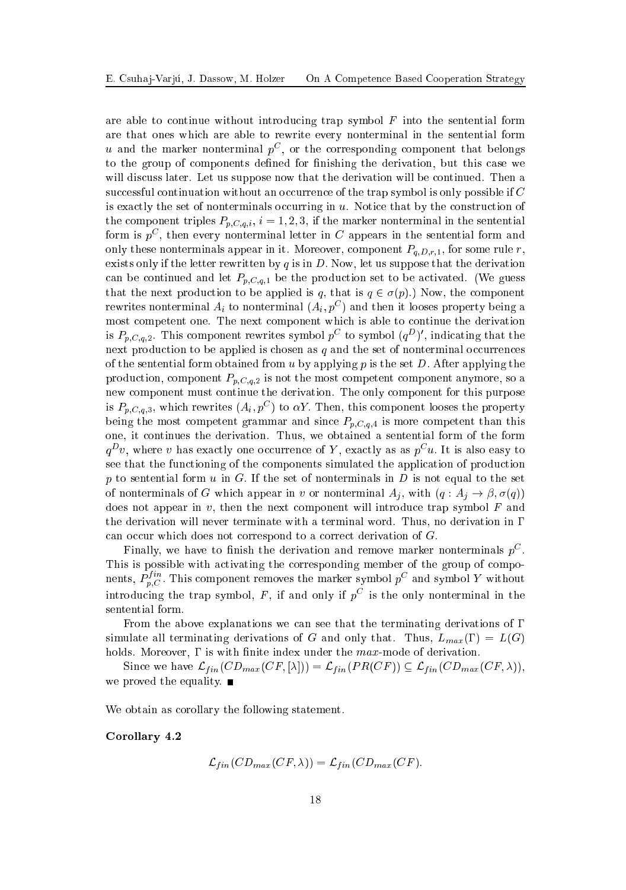are able to continue without introducing trap symbol $F$ into the sentential form are that ones which are able to rewrite every nonterminal in the sentential form $u$ and the marker nonterminal $p^C$, or the corresponding component that belongs to the group of components defined for finishing the derivation, but this case we will discuss later. Let us suppose now that the derivation will be continued. Then a successful continuation without an occurrence of the trap symbol is only possible if $C$ is exactly the set of nonterminals occurring in $u$. Notice that by the construction of the component triples $P_{p,C,q,i}$, $i = 1, 2, 3$, if the marker nonterminal in the sentential form is $p^C$, then every nonterminal letter in $C$ appears in the sentential form and only these nonterminals appear in it. Moreover, component $P_{q,D,r,1}$, for some rule $r$, exists only if the letter rewritten by $q$ is in $D$. Now, let us suppose that the derivation can be continued and let $P_{p,C,q,1}$ be the production set to be activated. (We guess that the next production to be applied is $q$, that is $q \in \sigma(p)$.) Now, the component rewrites nonterminal $A_i$ to nonterminal $(A_i, p^C)$ and then it looses property being a most competent one. The next component which is able to continue the derivation is $P_{p,C,q,2}$. This component rewrites symbol $p^C$ to symbol $(q^D)'$, indicating that the next production to be applied is chosen as $q$ and the set of nonterminal occurrences of the sentential form obtained from $u$ by applying $p$ is the set $D$. After applying the production, component $P_{p,C,q,2}$ is not the most competent component anymore, so a new component must continue the derivation. The only component for this purpose is $P_{p,C,q,3}$, which rewrites $(A_i, p^C)$ to $\alpha Y$. Then, this component looses the property being the most competent grammar and since $P_{p,C,q,4}$ is more competent than this one, it continues the derivation. Thus, we obtained a sentential form of the form $q^D v$, where $v$ has exactly one occurrence of $Y$, exactly as as $p^C u$. It is also easy to see that the functioning of the components simulated the application of production $p$ to sentential form $u$ in $G$. If the set of nonterminals in $D$ is not equal to the set of nonterminals of $G$ which appear in $v$ or nonterminal $A_j$, with $(q : A_j \to \beta, \sigma(q))$ does not appear in $v$, then the next component will introduce trap symbol $F$ and the derivation will never terminate with a terminal word. Thus, no derivation in $\Gamma$ can occur which does not correspond to a correct derivation of $G$.

Finally, we have to finish the derivation and remove marker nonterminals $p^C$. This is possible with activating the corresponding member of the group of components, $P^{fin}_{p,C}$. This component removes the marker symbol $p^C$ and symbol $Y$ without introducing the trap symbol, $F$, if and only if $p^C$ is the only nonterminal in the sentential form.

From the above explanations we can see that the terminating derivations of $\Gamma$ simulate all terminating derivations of $G$ and only that. Thus, $L_{max}(\Gamma) = L(G)$ holds. Moreover, $\Gamma$ is with finite index under the *max*-mode of derivation.

Since we have $\mathcal{L}_{fin}(CD_{max}(CF, [\lambda])) = \mathcal{L}_{fin}(PR(CF)) \subseteq \mathcal{L}_{fin}(CD_{max}(CF, \lambda))$, we proved the equality. ■

We obtain as corollary the following statement.

**Corollary 4.2**

$$\mathcal{L}_{fin}(CD_{max}(CF, \lambda)) = \mathcal{L}_{fin}(CD_{max}(CF).$$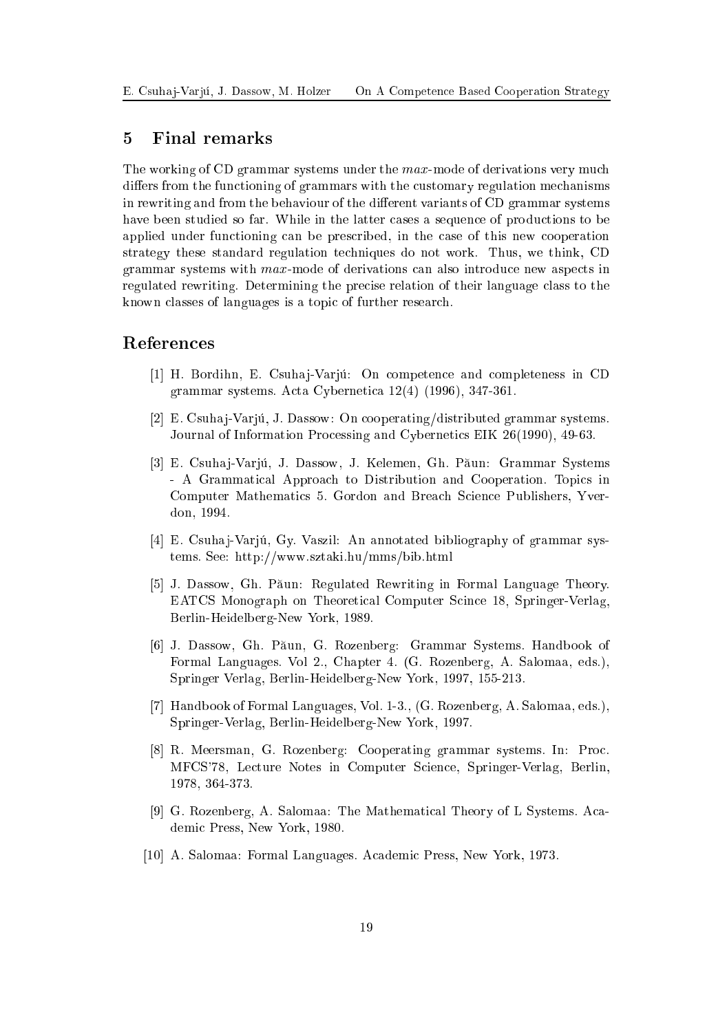## 5 Final remarks

The working of CD grammar systems under the *max*-mode of derivations very much differs from the functioning of grammars with the customary regulation mechanisms in rewriting and from the behaviour of the different variants of CD grammar systems have been studied so far. While in the latter cases a sequence of productions to be applied under functioning can be prescribed, in the case of this new cooperation strategy these standard regulation techniques do not work. Thus, we think, CD grammar systems with *max*-mode of derivations can also introduce new aspects in regulated rewriting. Determining the precise relation of their language class to the known classes of languages is a topic of further research.

## References

[1] H. Bordihn, E. Csuhaj-Varjú: On competence and completeness in CD grammar systems. Acta Cybernetica 12(4) (1996), 347-361.

[2] E. Csuhaj-Varjú, J. Dassow: On cooperating/distributed grammar systems. Journal of Information Processing and Cybernetics EIK 26(1990), 49-63.

[3] E. Csuhaj-Varjú, J. Dassow, J. Kelemen, Gh. Păun: Grammar Systems - A Grammatical Approach to Distribution and Cooperation. Topics in Computer Mathematics 5. Gordon and Breach Science Publishers, Yverdon, 1994.

[4] E. Csuhaj-Varjú, Gy. Vaszil: An annotated bibliography of grammar systems. See: http://www.sztaki.hu/mms/bib.html

[5] J. Dassow, Gh. Păun: Regulated Rewriting in Formal Language Theory. EATCS Monograph on Theoretical Computer Scince 18, Springer-Verlag, Berlin-Heidelberg-New York, 1989.

[6] J. Dassow, Gh. Păun, G. Rozenberg: Grammar Systems. Handbook of Formal Languages. Vol 2., Chapter 4. (G. Rozenberg, A. Salomaa, eds.), Springer Verlag, Berlin-Heidelberg-New York, 1997, 155-213.

[7] Handbook of Formal Languages, Vol. 1-3., (G. Rozenberg, A. Salomaa, eds.), Springer-Verlag, Berlin-Heidelberg-New York, 1997.

[8] R. Meersman, G. Rozenberg: Cooperating grammar systems. In: Proc. MFCS'78, Lecture Notes in Computer Science, Springer-Verlag, Berlin, 1978, 364-373.

[9] G. Rozenberg, A. Salomaa: The Mathematical Theory of L Systems. Academic Press, New York, 1980.

[10] A. Salomaa: Formal Languages. Academic Press, New York, 1973.